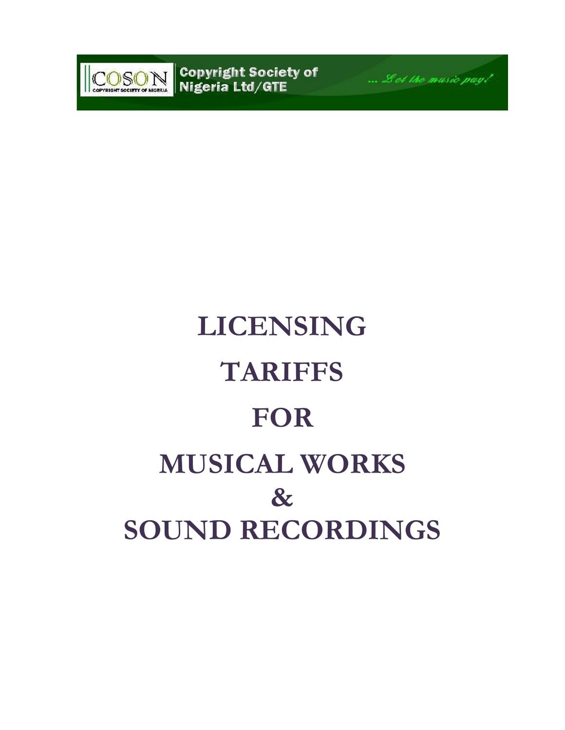COSON COPYRIGHT SOCIETY OF NIGERIA | Copyright Society of Nigeria Ltd/GTE

*... Let the music pay!*

# LICENSING TARIFFS FOR MUSICAL WORKS & SOUND RECORDINGS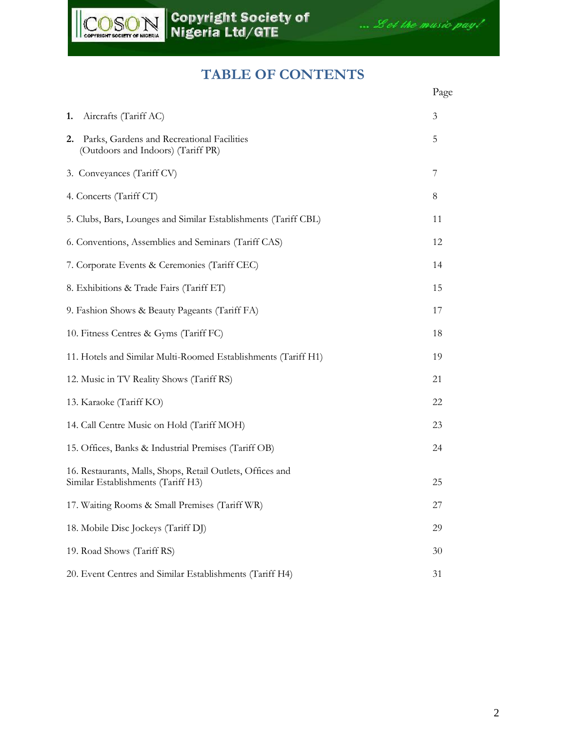# TABLE OF CONTENTS

| | Page |
|---|---|
| **1.** Aircrafts (Tariff AC) | 3 |
| **2.** Parks, Gardens and Recreational Facilities (Outdoors and Indoors) (Tariff PR) | 5 |
| 3. Conveyances (Tariff CV) | 7 |
| 4. Concerts (Tariff CT) | 8 |
| 5. Clubs, Bars, Lounges and Similar Establishments (Tariff CBL) | 11 |
| 6. Conventions, Assemblies and Seminars (Tariff CAS) | 12 |
| 7. Corporate Events & Ceremonies (Tariff CEC) | 14 |
| 8. Exhibitions & Trade Fairs (Tariff ET) | 15 |
| 9. Fashion Shows & Beauty Pageants (Tariff FA) | 17 |
| 10. Fitness Centres & Gyms (Tariff FC) | 18 |
| 11. Hotels and Similar Multi-Roomed Establishments (Tariff H1) | 19 |
| 12. Music in TV Reality Shows (Tariff RS) | 21 |
| 13. Karaoke (Tariff KO) | 22 |
| 14. Call Centre Music on Hold (Tariff MOH) | 23 |
| 15. Offices, Banks & Industrial Premises (Tariff OB) | 24 |
| 16. Restaurants, Malls, Shops, Retail Outlets, Offices and Similar Establishments (Tariff H3) | 25 |
| 17. Waiting Rooms & Small Premises (Tariff WR) | 27 |
| 18. Mobile Disc Jockeys (Tariff DJ) | 29 |
| 19. Road Shows (Tariff RS) | 30 |
| 20. Event Centres and Similar Establishments (Tariff H4) | 31 |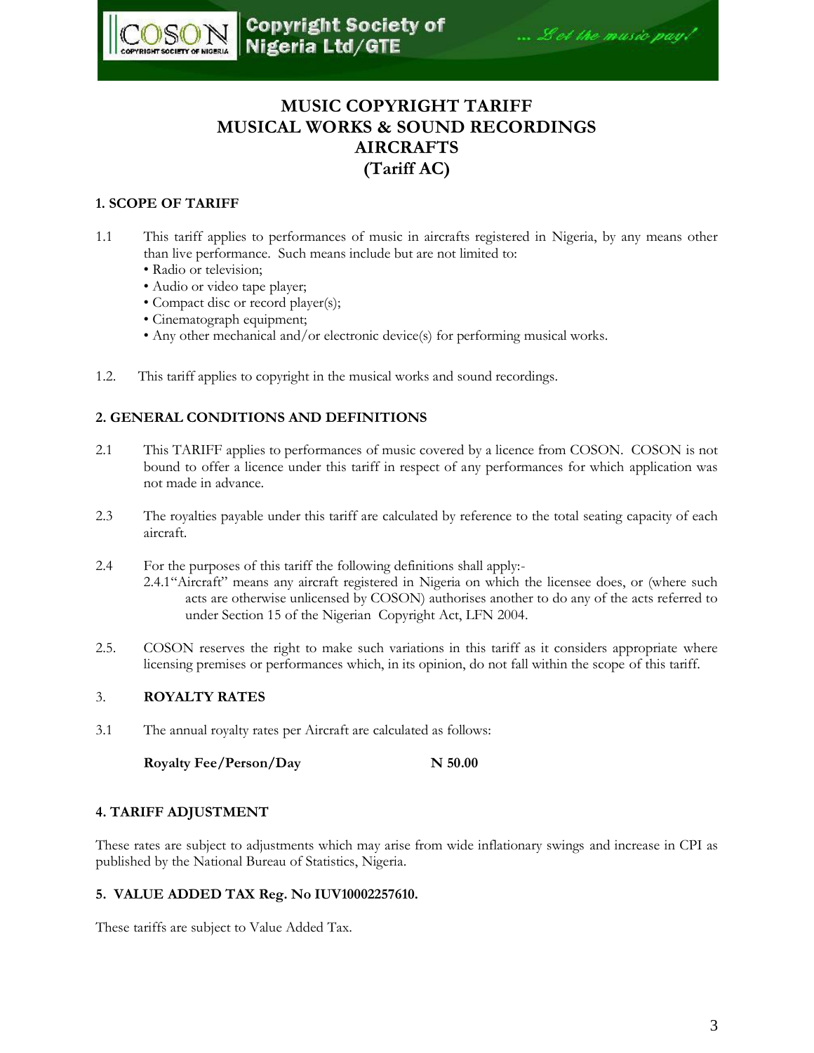# MUSIC COPYRIGHT TARIFF
# MUSICAL WORKS & SOUND RECORDINGS
# AIRCRAFTS
# (Tariff AC)

## 1. SCOPE OF TARIFF

1.1 This tariff applies to performances of music in aircrafts registered in Nigeria, by any means other than live performance. Such means include but are not limited to:
- Radio or television;
- Audio or video tape player;
- Compact disc or record player(s);
- Cinematograph equipment;
- Any other mechanical and/or electronic device(s) for performing musical works.

1.2. This tariff applies to copyright in the musical works and sound recordings.

## 2. GENERAL CONDITIONS AND DEFINITIONS

2.1 This TARIFF applies to performances of music covered by a licence from COSON. COSON is not bound to offer a licence under this tariff in respect of any performances for which application was not made in advance.

2.3 The royalties payable under this tariff are calculated by reference to the total seating capacity of each aircraft.

2.4 For the purposes of this tariff the following definitions shall apply:-

2.4.1"Aircraft" means any aircraft registered in Nigeria on which the licensee does, or (where such acts are otherwise unlicensed by COSON) authorises another to do any of the acts referred to under Section 15 of the Nigerian Copyright Act, LFN 2004.

2.5. COSON reserves the right to make such variations in this tariff as it considers appropriate where licensing premises or performances which, in its opinion, do not fall within the scope of this tariff.

## 3. ROYALTY RATES

3.1 The annual royalty rates per Aircraft are calculated as follows:

**Royalty Fee/Person/Day** **N 50.00**

## 4. TARIFF ADJUSTMENT

These rates are subject to adjustments which may arise from wide inflationary swings and increase in CPI as published by the National Bureau of Statistics, Nigeria.

## 5. VALUE ADDED TAX Reg. No IUV10002257610.

These tariffs are subject to Value Added Tax.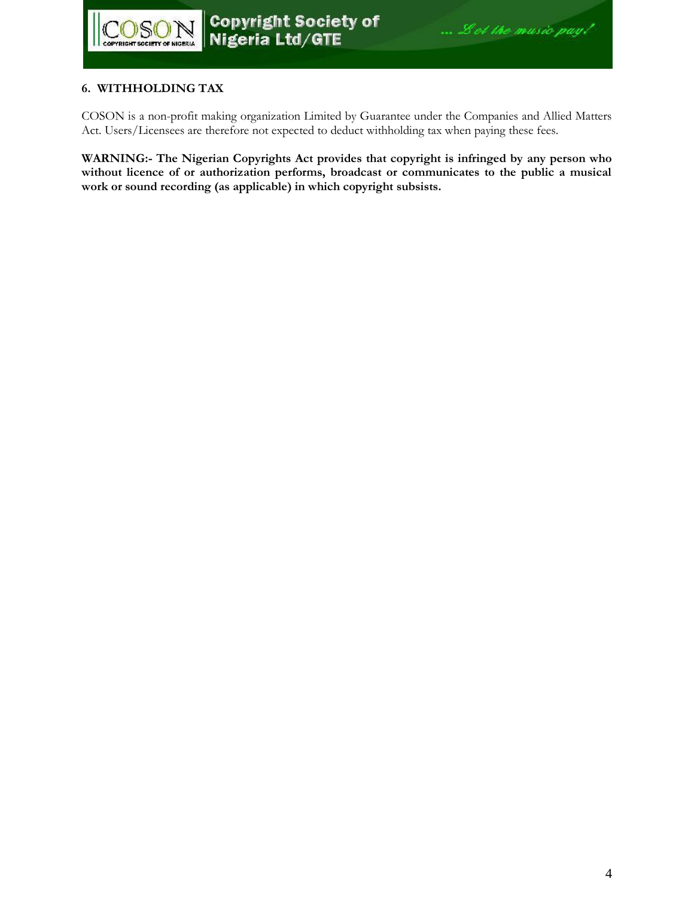## 6. WITHHOLDING TAX

COSON is a non-profit making organization Limited by Guarantee under the Companies and Allied Matters Act. Users/Licensees are therefore not expected to deduct withholding tax when paying these fees.

**WARNING:- The Nigerian Copyrights Act provides that copyright is infringed by any person who without licence of or authorization performs, broadcast or communicates to the public a musical work or sound recording (as applicable) in which copyright subsists.**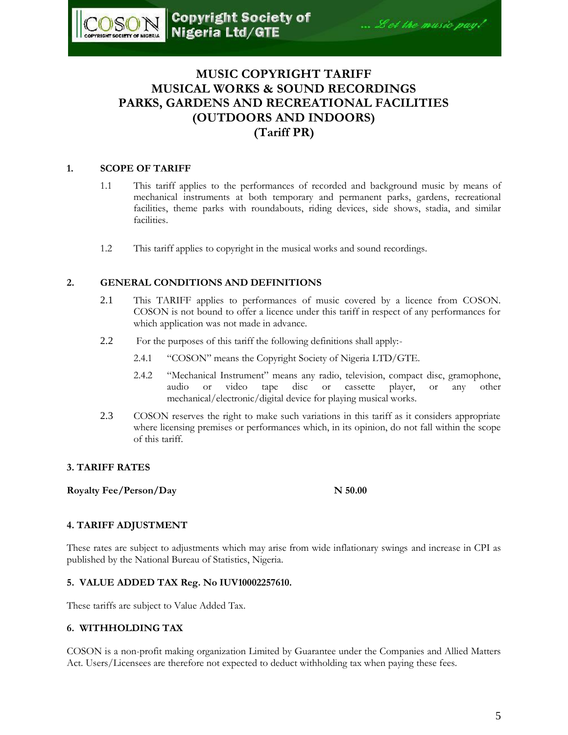# MUSIC COPYRIGHT TARIFF
# MUSICAL WORKS & SOUND RECORDINGS
# PARKS, GARDENS AND RECREATIONAL FACILITIES (OUTDOORS AND INDOORS)
# (Tariff PR)

## 1. SCOPE OF TARIFF

1.1 This tariff applies to the performances of recorded and background music by means of mechanical instruments at both temporary and permanent parks, gardens, recreational facilities, theme parks with roundabouts, riding devices, side shows, stadia, and similar facilities.

1.2 This tariff applies to copyright in the musical works and sound recordings.

## 2. GENERAL CONDITIONS AND DEFINITIONS

2.1 This TARIFF applies to performances of music covered by a licence from COSON. COSON is not bound to offer a licence under this tariff in respect of any performances for which application was not made in advance.

2.2 For the purposes of this tariff the following definitions shall apply:-

2.4.1 "COSON" means the Copyright Society of Nigeria LTD/GTE.

2.4.2 "Mechanical Instrument" means any radio, television, compact disc, gramophone, audio or video tape disc or cassette player, or any other mechanical/electronic/digital device for playing musical works.

2.3 COSON reserves the right to make such variations in this tariff as it considers appropriate where licensing premises or performances which, in its opinion, do not fall within the scope of this tariff.

## 3. TARIFF RATES

| **Royalty Fee/Person/Day** | **N 50.00** |
|---|---|

## 4. TARIFF ADJUSTMENT

These rates are subject to adjustments which may arise from wide inflationary swings and increase in CPI as published by the National Bureau of Statistics, Nigeria.

## 5. VALUE ADDED TAX Reg. No IUV10002257610.

These tariffs are subject to Value Added Tax.

## 6. WITHHOLDING TAX

COSON is a non-profit making organization Limited by Guarantee under the Companies and Allied Matters Act. Users/Licensees are therefore not expected to deduct withholding tax when paying these fees.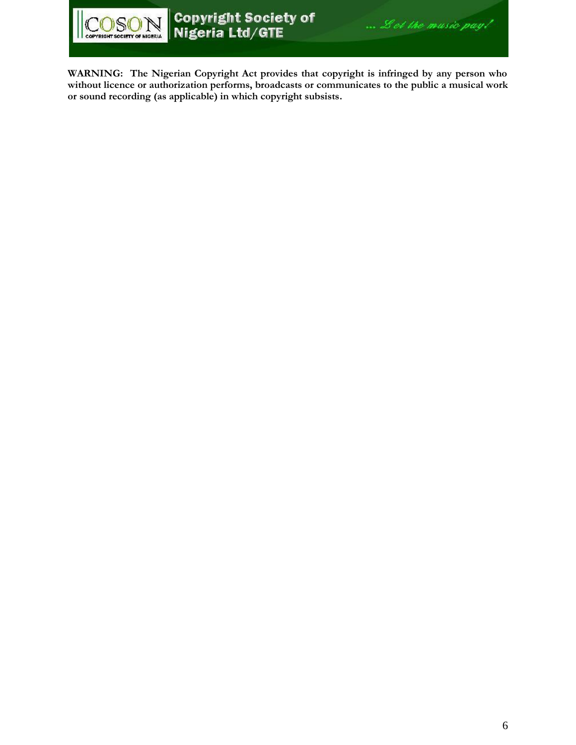**WARNING: The Nigerian Copyright Act provides that copyright is infringed by any person who without licence or authorization performs, broadcasts or communicates to the public a musical work or sound recording (as applicable) in which copyright subsists.**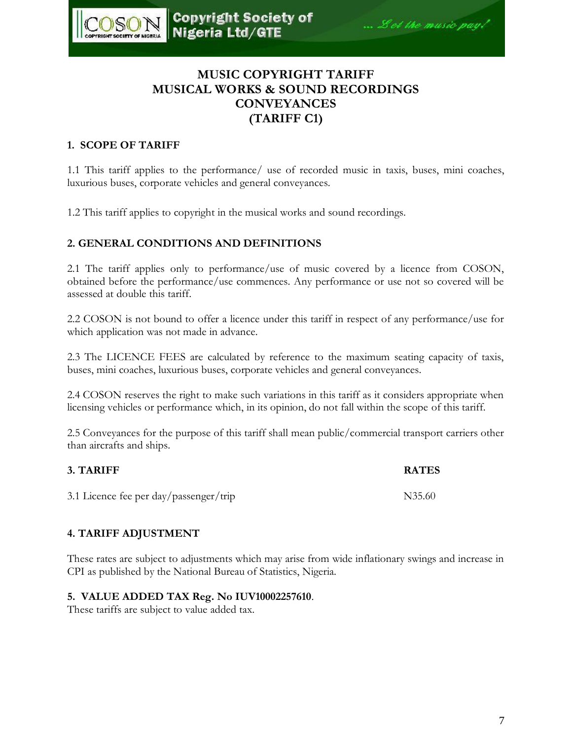# MUSIC COPYRIGHT TARIFF
# MUSICAL WORKS & SOUND RECORDINGS
# CONVEYANCES
# (TARIFF C1)

## 1. SCOPE OF TARIFF

1.1 This tariff applies to the performance/ use of recorded music in taxis, buses, mini coaches, luxurious buses, corporate vehicles and general conveyances.

1.2 This tariff applies to copyright in the musical works and sound recordings.

## 2. GENERAL CONDITIONS AND DEFINITIONS

2.1 The tariff applies only to performance/use of music covered by a licence from COSON, obtained before the performance/use commences. Any performance or use not so covered will be assessed at double this tariff.

2.2 COSON is not bound to offer a licence under this tariff in respect of any performance/use for which application was not made in advance.

2.3 The LICENCE FEES are calculated by reference to the maximum seating capacity of taxis, buses, mini coaches, luxurious buses, corporate vehicles and general conveyances.

2.4 COSON reserves the right to make such variations in this tariff as it considers appropriate when licensing vehicles or performance which, in its opinion, do not fall within the scope of this tariff.

2.5 Conveyances for the purpose of this tariff shall mean public/commercial transport carriers other than aircrafts and ships.

| 3. TARIFF | RATES |
|---|---|
| 3.1 Licence fee per day/passenger/trip | N35.60 |

## 4. TARIFF ADJUSTMENT

These rates are subject to adjustments which may arise from wide inflationary swings and increase in CPI as published by the National Bureau of Statistics, Nigeria.

## 5. VALUE ADDED TAX Reg. No IUV10002257610.

These tariffs are subject to value added tax.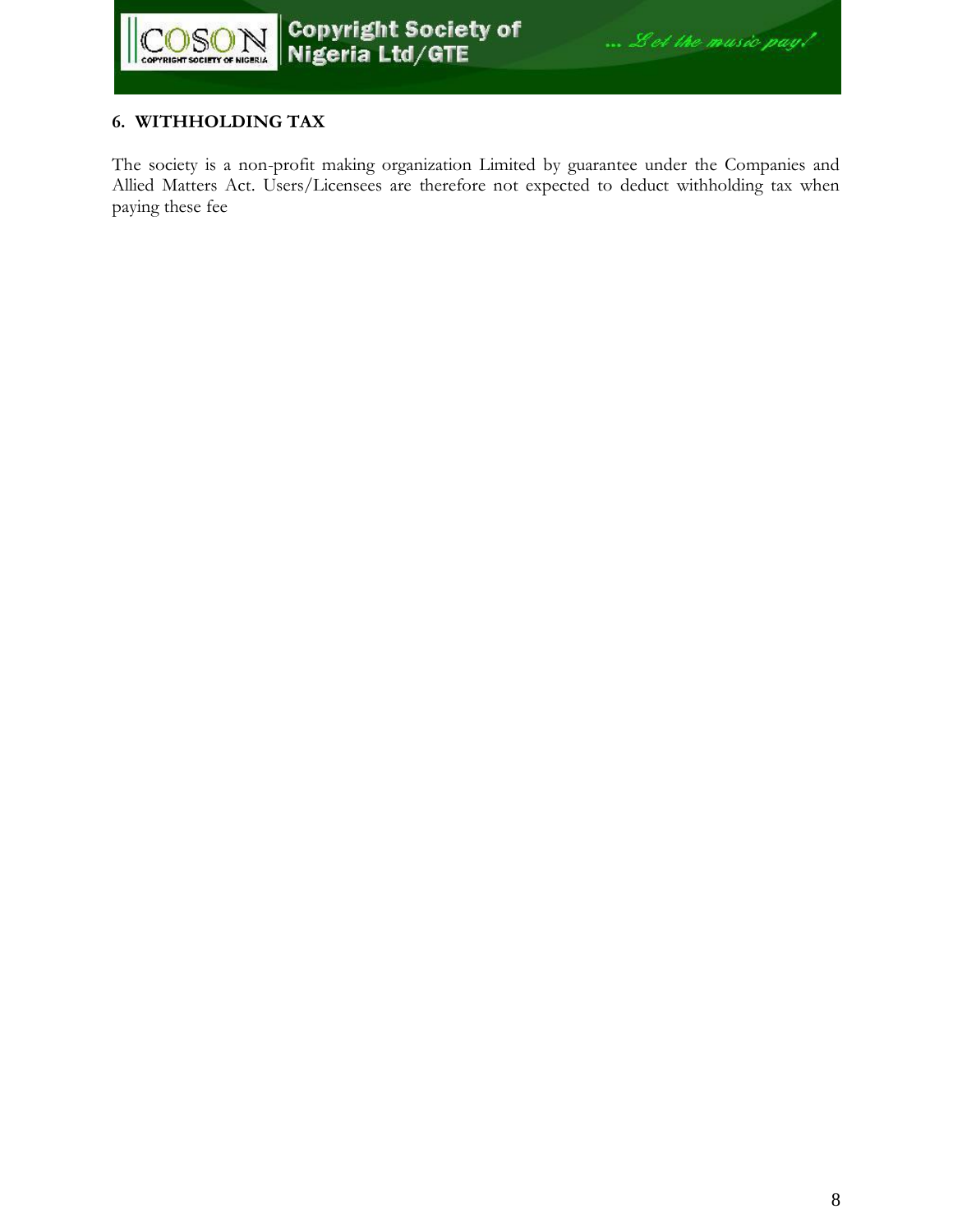## 6. WITHHOLDING TAX

The society is a non-profit making organization Limited by guarantee under the Companies and Allied Matters Act. Users/Licensees are therefore not expected to deduct withholding tax when paying these fee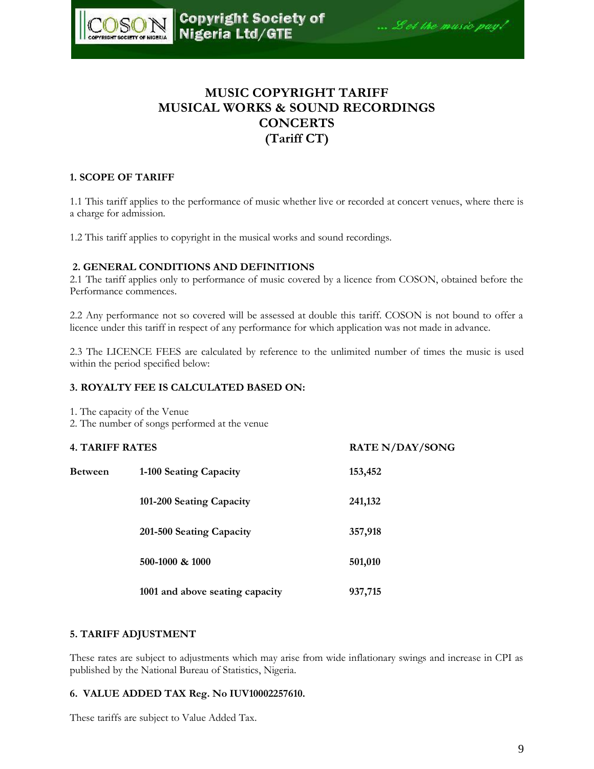# MUSIC COPYRIGHT TARIFF
# MUSICAL WORKS & SOUND RECORDINGS
# CONCERTS
# (Tariff CT)

### 1. SCOPE OF TARIFF

1.1 This tariff applies to the performance of music whether live or recorded at concert venues, where there is a charge for admission.

1.2 This tariff applies to copyright in the musical works and sound recordings.

### 2. GENERAL CONDITIONS AND DEFINITIONS

2.1 The tariff applies only to performance of music covered by a licence from COSON, obtained before the Performance commences.

2.2 Any performance not so covered will be assessed at double this tariff. COSON is not bound to offer a licence under this tariff in respect of any performance for which application was not made in advance.

2.3 The LICENCE FEES are calculated by reference to the unlimited number of times the music is used within the period specified below:

### 3. ROYALTY FEE IS CALCULATED BASED ON:

1. The capacity of the Venue
2. The number of songs performed at the venue

### 4. TARIFF RATES

| | | RATE N/DAY/SONG |
|---|---|---|
| **Between** | **1-100 Seating Capacity** | **153,452** |
| | **101-200 Seating Capacity** | **241,132** |
| | **201-500 Seating Capacity** | **357,918** |
| | **500-1000 & 1000** | **501,010** |
| | **1001 and above seating capacity** | **937,715** |

### 5. TARIFF ADJUSTMENT

These rates are subject to adjustments which may arise from wide inflationary swings and increase in CPI as published by the National Bureau of Statistics, Nigeria.

### 6. VALUE ADDED TAX Reg. No IUV10002257610.

These tariffs are subject to Value Added Tax.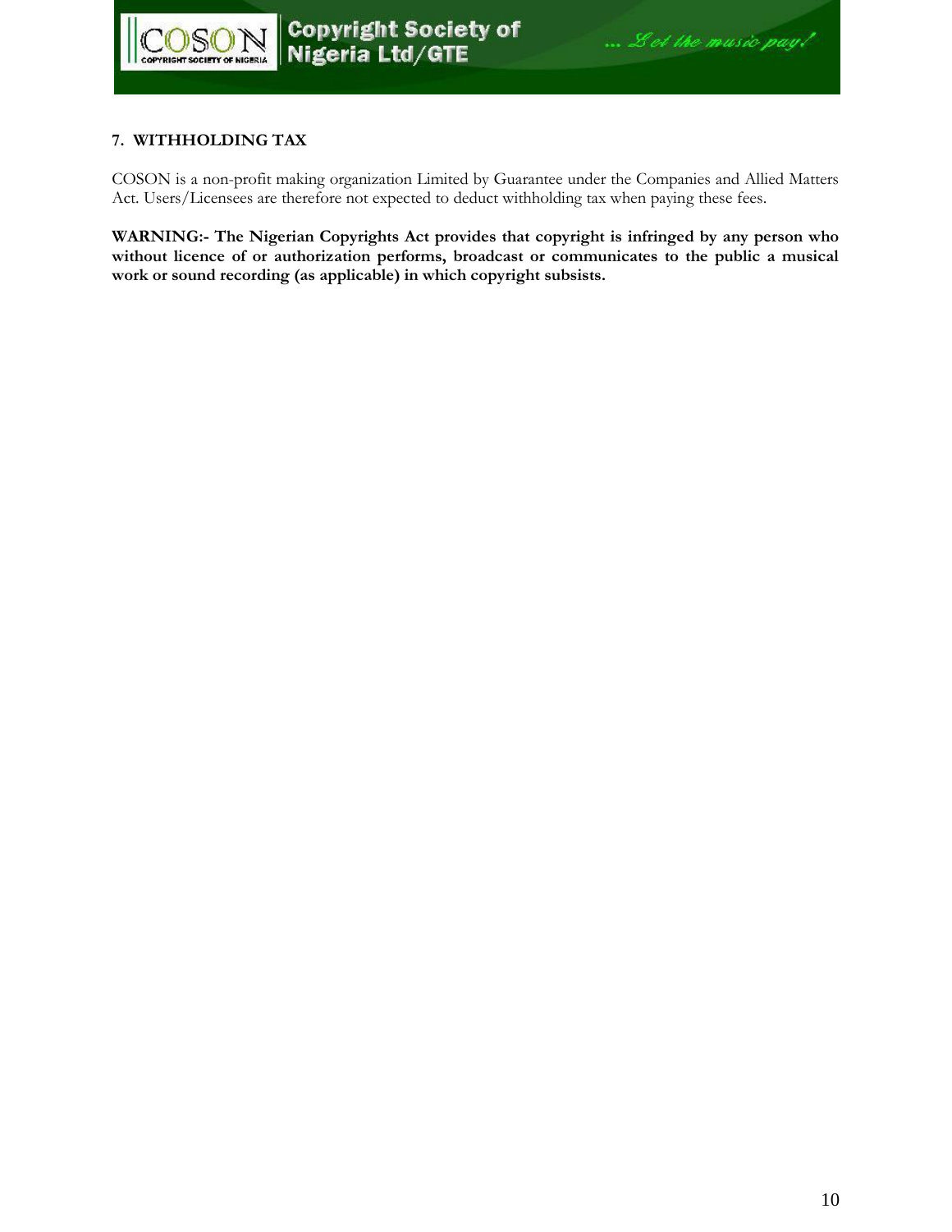### 7. WITHHOLDING TAX

COSON is a non-profit making organization Limited by Guarantee under the Companies and Allied Matters Act. Users/Licensees are therefore not expected to deduct withholding tax when paying these fees.

**WARNING:- The Nigerian Copyrights Act provides that copyright is infringed by any person who without licence of or authorization performs, broadcast or communicates to the public a musical work or sound recording (as applicable) in which copyright subsists.**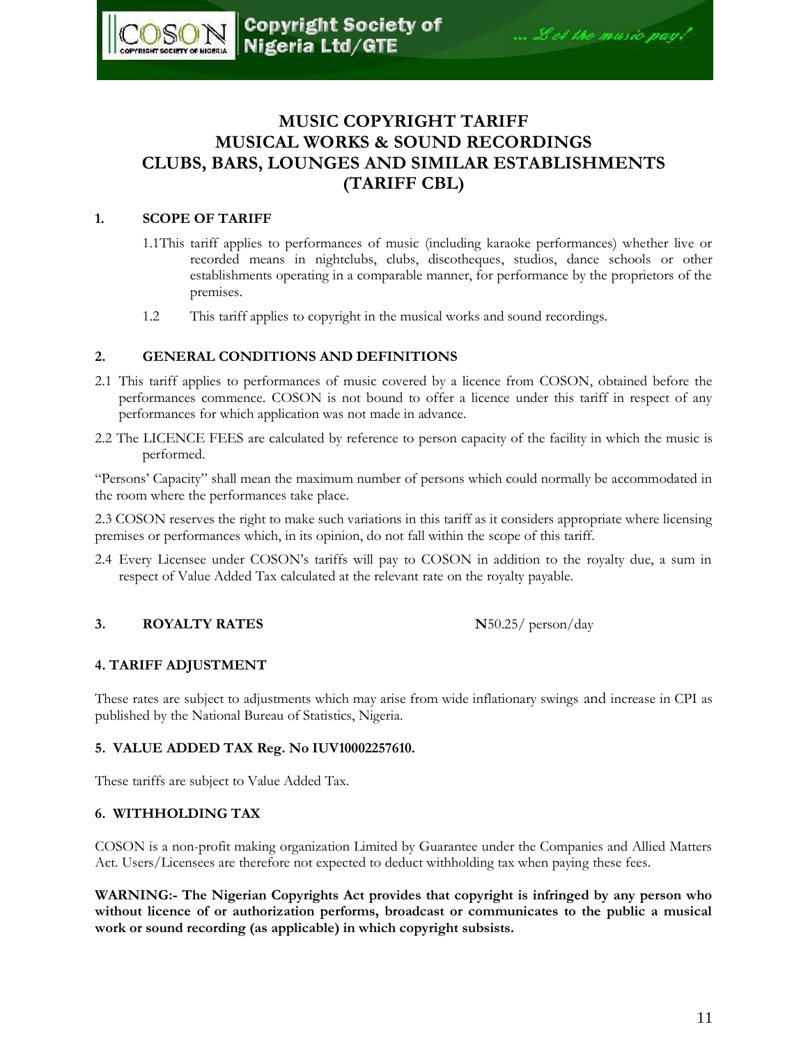# MUSIC COPYRIGHT TARIFF
# MUSICAL WORKS & SOUND RECORDINGS
# CLUBS, BARS, LOUNGES AND SIMILAR ESTABLISHMENTS
# (TARIFF CBL)

## 1. SCOPE OF TARIFF

1.1 This tariff applies to performances of music (including karaoke performances) whether live or recorded means in nightclubs, clubs, discotheques, studios, dance schools or other establishments operating in a comparable manner, for performance by the proprietors of the premises.

1.2 This tariff applies to copyright in the musical works and sound recordings.

## 2. GENERAL CONDITIONS AND DEFINITIONS

2.1 This tariff applies to performances of music covered by a licence from COSON, obtained before the performances commence. COSON is not bound to offer a licence under this tariff in respect of any performances for which application was not made in advance.

2.2 The LICENCE FEES are calculated by reference to person capacity of the facility in which the music is performed.

"Persons' Capacity" shall mean the maximum number of persons which could normally be accommodated in the room where the performances take place.

2.3 COSON reserves the right to make such variations in this tariff as it considers appropriate where licensing premises or performances which, in its opinion, do not fall within the scope of this tariff.

2.4 Every Licensee under COSON's tariffs will pay to COSON in addition to the royalty due, a sum in respect of Value Added Tax calculated at the relevant rate on the royalty payable.

## 3. ROYALTY RATES

**N**50.25/ person/day

## 4. TARIFF ADJUSTMENT

These rates are subject to adjustments which may arise from wide inflationary swings and increase in CPI as published by the National Bureau of Statistics, Nigeria.

## 5. VALUE ADDED TAX Reg. No IUV10002257610.

These tariffs are subject to Value Added Tax.

## 6. WITHHOLDING TAX

COSON is a non-profit making organization Limited by Guarantee under the Companies and Allied Matters Act. Users/Licensees are therefore not expected to deduct withholding tax when paying these fees.

**WARNING:- The Nigerian Copyrights Act provides that copyright is infringed by any person who without licence of or authorization performs, broadcast or communicates to the public a musical work or sound recording (as applicable) in which copyright subsists.**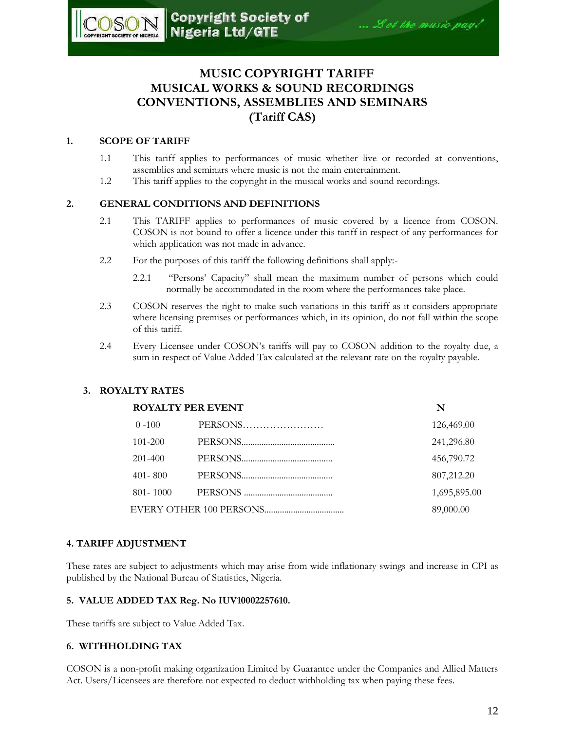# MUSIC COPYRIGHT TARIFF
# MUSICAL WORKS & SOUND RECORDINGS
# CONVENTIONS, ASSEMBLIES AND SEMINARS
# (Tariff CAS)

## 1. SCOPE OF TARIFF

1.1 This tariff applies to performances of music whether live or recorded at conventions, assemblies and seminars where music is not the main entertainment.

1.2 This tariff applies to the copyright in the musical works and sound recordings.

## 2. GENERAL CONDITIONS AND DEFINITIONS

2.1 This TARIFF applies to performances of music covered by a licence from COSON. COSON is not bound to offer a licence under this tariff in respect of any performances for which application was not made in advance.

2.2 For the purposes of this tariff the following definitions shall apply:-

2.2.1 "Persons' Capacity" shall mean the maximum number of persons which could normally be accommodated in the room where the performances take place.

2.3 COSON reserves the right to make such variations in this tariff as it considers appropriate where licensing premises or performances which, in its opinion, do not fall within the scope of this tariff.

2.4 Every Licensee under COSON's tariffs will pay to COSON addition to the royalty due, a sum in respect of Value Added Tax calculated at the relevant rate on the royalty payable.

## 3. ROYALTY RATES

| ROYALTY PER EVENT | | N |
|---|---|---|
| 0 -100 | PERSONS | 126,469.00 |
| 101-200 | PERSONS | 241,296.80 |
| 201-400 | PERSONS | 456,790.72 |
| 401- 800 | PERSONS | 807,212.20 |
| 801- 1000 | PERSONS | 1,695,895.00 |
| EVERY OTHER 100 PERSONS | | 89,000.00 |

## 4. TARIFF ADJUSTMENT

These rates are subject to adjustments which may arise from wide inflationary swings and increase in CPI as published by the National Bureau of Statistics, Nigeria.

## 5. VALUE ADDED TAX Reg. No IUV10002257610.

These tariffs are subject to Value Added Tax.

## 6. WITHHOLDING TAX

COSON is a non-profit making organization Limited by Guarantee under the Companies and Allied Matters Act. Users/Licensees are therefore not expected to deduct withholding tax when paying these fees.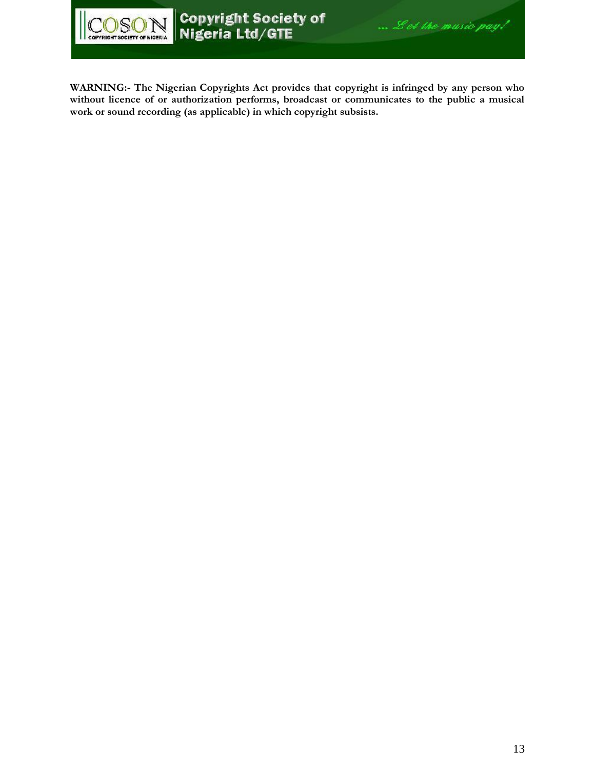**WARNING:- The Nigerian Copyrights Act provides that copyright is infringed by any person who without licence of or authorization performs, broadcast or communicates to the public a musical work or sound recording (as applicable) in which copyright subsists.**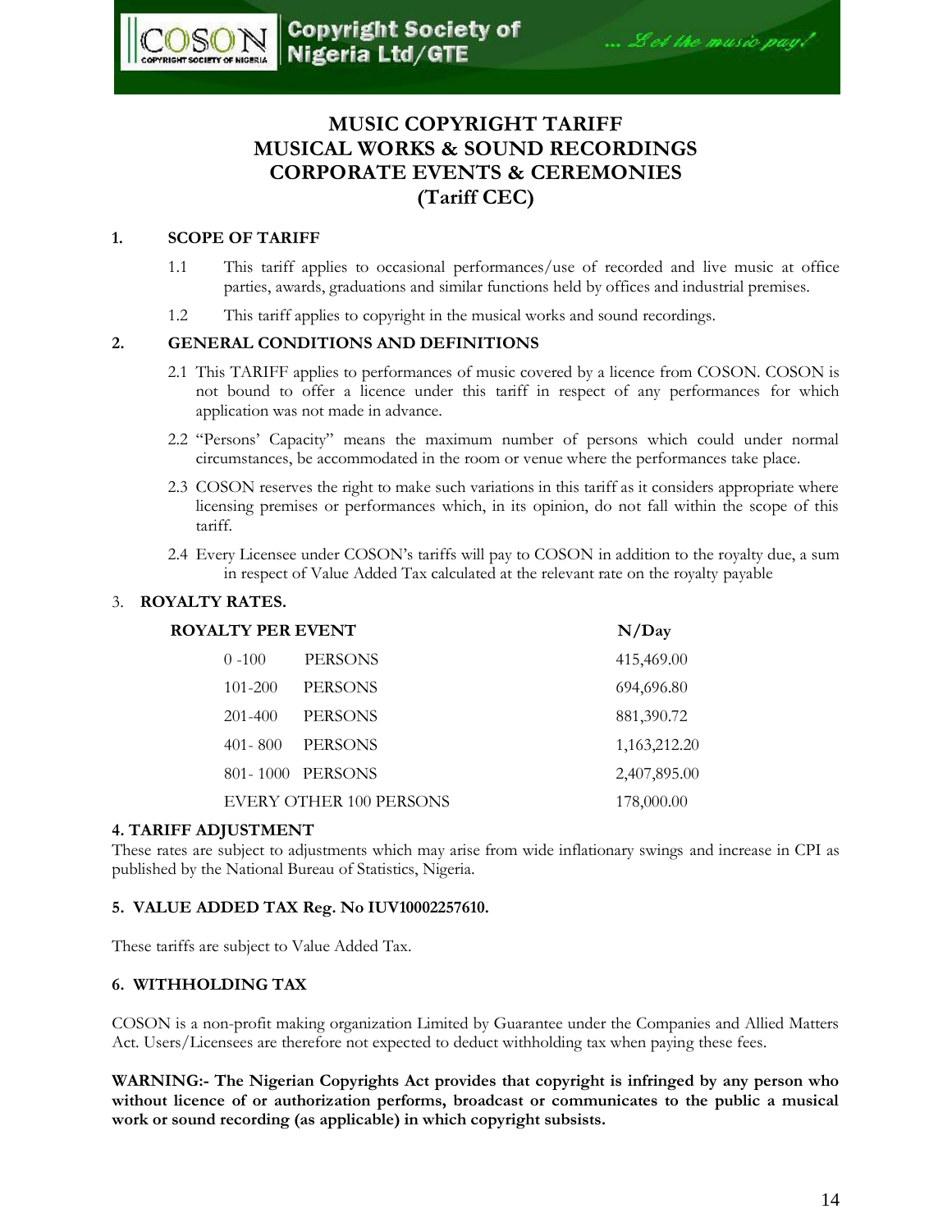# MUSIC COPYRIGHT TARIFF
# MUSICAL WORKS & SOUND RECORDINGS
# CORPORATE EVENTS & CEREMONIES
# (Tariff CEC)

## 1. SCOPE OF TARIFF

1.1 This tariff applies to occasional performances/use of recorded and live music at office parties, awards, graduations and similar functions held by offices and industrial premises.

1.2 This tariff applies to copyright in the musical works and sound recordings.

## 2. GENERAL CONDITIONS AND DEFINITIONS

2.1 This TARIFF applies to performances of music covered by a licence from COSON. COSON is not bound to offer a licence under this tariff in respect of any performances for which application was not made in advance.

2.2 "Persons' Capacity" means the maximum number of persons which could under normal circumstances, be accommodated in the room or venue where the performances take place.

2.3 COSON reserves the right to make such variations in this tariff as it considers appropriate where licensing premises or performances which, in its opinion, do not fall within the scope of this tariff.

2.4 Every Licensee under COSON's tariffs will pay to COSON in addition to the royalty due, a sum in respect of Value Added Tax calculated at the relevant rate on the royalty payable

## 3. ROYALTY RATES.

| ROYALTY PER EVENT | N/Day |
|---|---|
| 0 -100 PERSONS | 415,469.00 |
| 101-200 PERSONS | 694,696.80 |
| 201-400 PERSONS | 881,390.72 |
| 401- 800 PERSONS | 1,163,212.20 |
| 801- 1000 PERSONS | 2,407,895.00 |
| EVERY OTHER 100 PERSONS | 178,000.00 |

## 4. TARIFF ADJUSTMENT

These rates are subject to adjustments which may arise from wide inflationary swings and increase in CPI as published by the National Bureau of Statistics, Nigeria.

## 5. VALUE ADDED TAX Reg. No IUV10002257610.

These tariffs are subject to Value Added Tax.

## 6. WITHHOLDING TAX

COSON is a non-profit making organization Limited by Guarantee under the Companies and Allied Matters Act. Users/Licensees are therefore not expected to deduct withholding tax when paying these fees.

**WARNING:- The Nigerian Copyrights Act provides that copyright is infringed by any person who without licence of or authorization performs, broadcast or communicates to the public a musical work or sound recording (as applicable) in which copyright subsists.**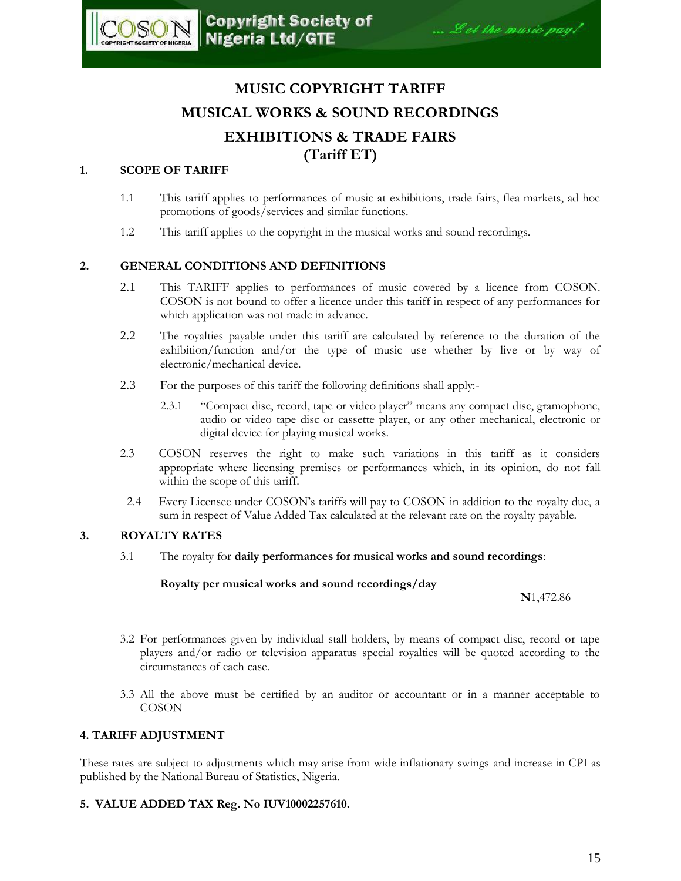# MUSIC COPYRIGHT TARIFF

# MUSICAL WORKS & SOUND RECORDINGS

# EXHIBITIONS & TRADE FAIRS

# (Tariff ET)

## 1. SCOPE OF TARIFF

1.1 This tariff applies to performances of music at exhibitions, trade fairs, flea markets, ad hoc promotions of goods/services and similar functions.

1.2 This tariff applies to the copyright in the musical works and sound recordings.

## 2. GENERAL CONDITIONS AND DEFINITIONS

2.1 This TARIFF applies to performances of music covered by a licence from COSON. COSON is not bound to offer a licence under this tariff in respect of any performances for which application was not made in advance.

2.2 The royalties payable under this tariff are calculated by reference to the duration of the exhibition/function and/or the type of music use whether by live or by way of electronic/mechanical device.

2.3 For the purposes of this tariff the following definitions shall apply:-

2.3.1 "Compact disc, record, tape or video player" means any compact disc, gramophone, audio or video tape disc or cassette player, or any other mechanical, electronic or digital device for playing musical works.

2.3 COSON reserves the right to make such variations in this tariff as it considers appropriate where licensing premises or performances which, in its opinion, do not fall within the scope of this tariff.

2.4 Every Licensee under COSON's tariffs will pay to COSON in addition to the royalty due, a sum in respect of Value Added Tax calculated at the relevant rate on the royalty payable.

## 3. ROYALTY RATES

3.1 The royalty for **daily performances for musical works and sound recordings**:

| **Royalty per musical works and sound recordings/day** | **N**1,472.86 |
|---|---|

3.2 For performances given by individual stall holders, by means of compact disc, record or tape players and/or radio or television apparatus special royalties will be quoted according to the circumstances of each case.

3.3 All the above must be certified by an auditor or accountant or in a manner acceptable to COSON

## 4. TARIFF ADJUSTMENT

These rates are subject to adjustments which may arise from wide inflationary swings and increase in CPI as published by the National Bureau of Statistics, Nigeria.

## 5. VALUE ADDED TAX Reg. No IUV10002257610.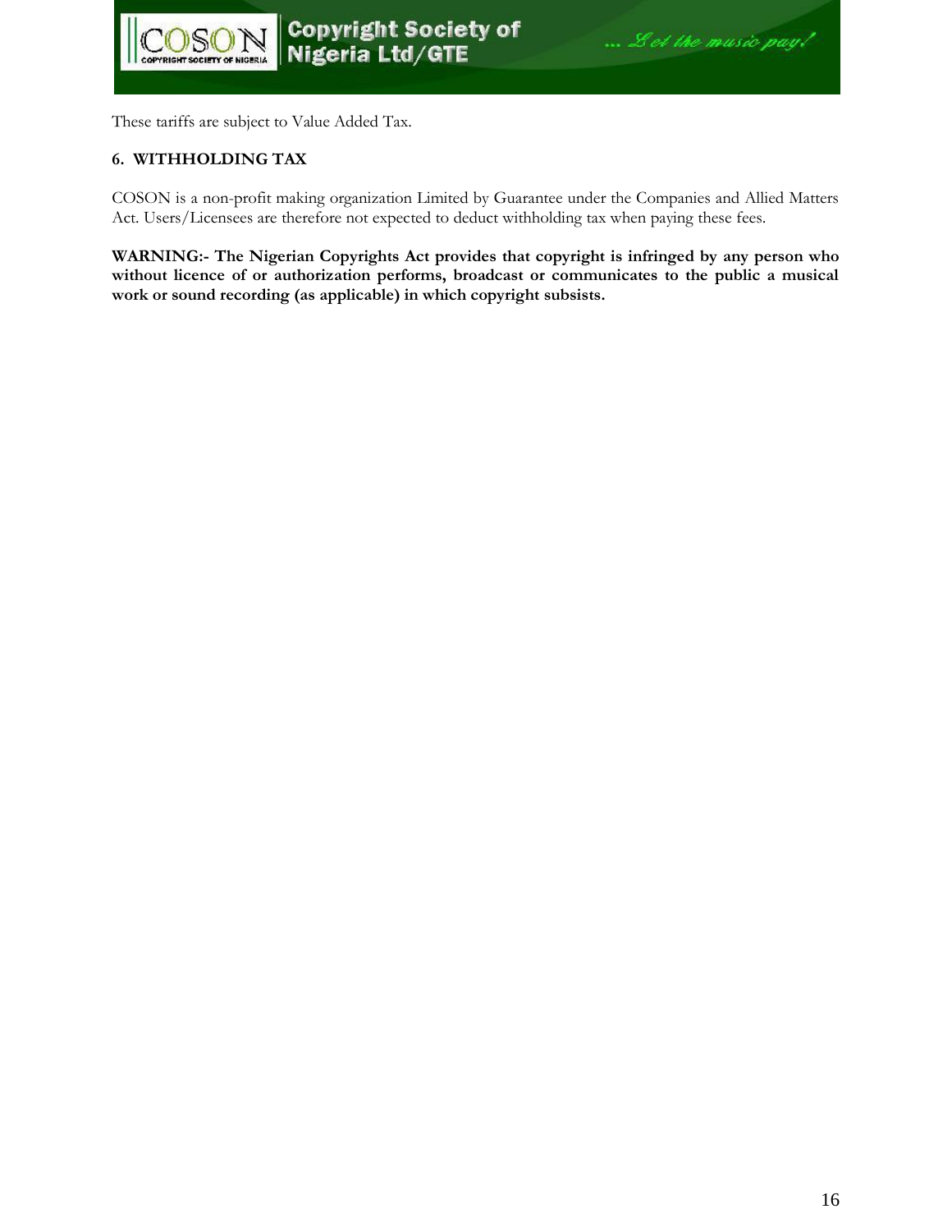These tariffs are subject to Value Added Tax.

## 6. WITHHOLDING TAX

COSON is a non-profit making organization Limited by Guarantee under the Companies and Allied Matters Act. Users/Licensees are therefore not expected to deduct withholding tax when paying these fees.

**WARNING:- The Nigerian Copyrights Act provides that copyright is infringed by any person who without licence of or authorization performs, broadcast or communicates to the public a musical work or sound recording (as applicable) in which copyright subsists.**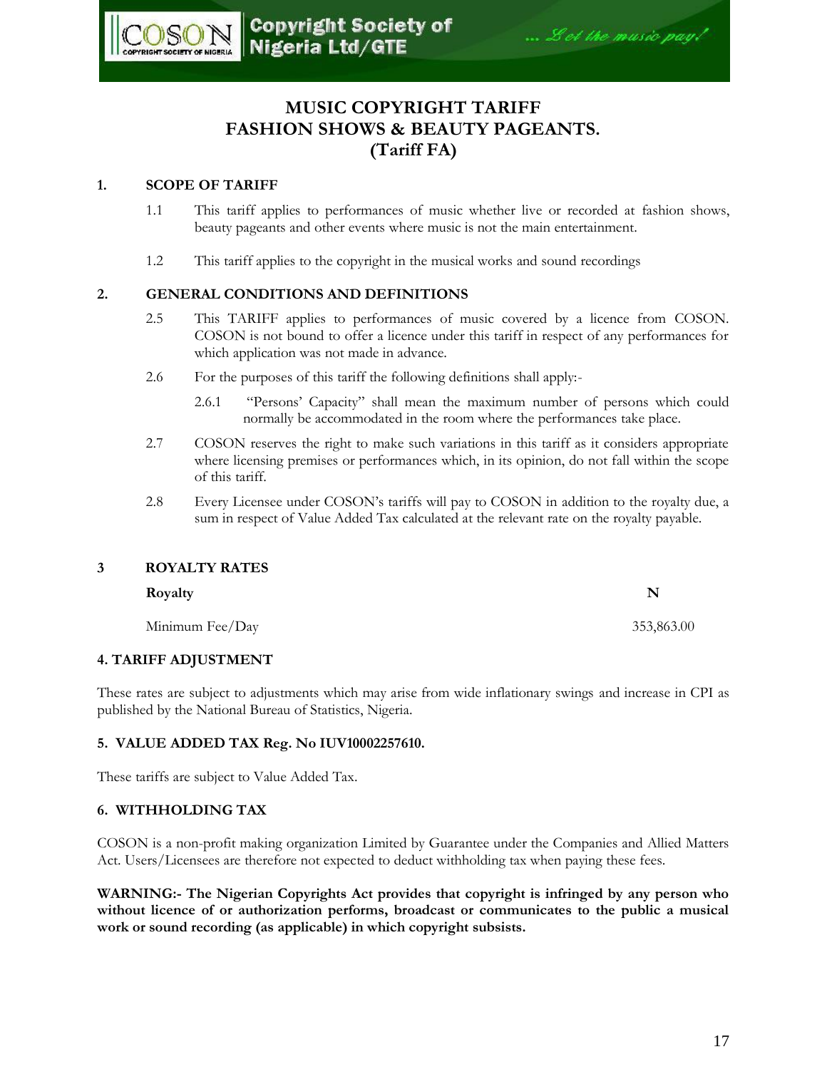# MUSIC COPYRIGHT TARIFF
# FASHION SHOWS & BEAUTY PAGEANTS.
# (Tariff FA)

## 1. SCOPE OF TARIFF

1.1 This tariff applies to performances of music whether live or recorded at fashion shows, beauty pageants and other events where music is not the main entertainment.

1.2 This tariff applies to the copyright in the musical works and sound recordings

## 2. GENERAL CONDITIONS AND DEFINITIONS

2.5 This TARIFF applies to performances of music covered by a licence from COSON. COSON is not bound to offer a licence under this tariff in respect of any performances for which application was not made in advance.

2.6 For the purposes of this tariff the following definitions shall apply:-

2.6.1 "Persons' Capacity" shall mean the maximum number of persons which could normally be accommodated in the room where the performances take place.

2.7 COSON reserves the right to make such variations in this tariff as it considers appropriate where licensing premises or performances which, in its opinion, do not fall within the scope of this tariff.

2.8 Every Licensee under COSON's tariffs will pay to COSON in addition to the royalty due, a sum in respect of Value Added Tax calculated at the relevant rate on the royalty payable.

## 3 ROYALTY RATES

| Royalty | N |
|---|---|
| Minimum Fee/Day | 353,863.00 |

## 4. TARIFF ADJUSTMENT

These rates are subject to adjustments which may arise from wide inflationary swings and increase in CPI as published by the National Bureau of Statistics, Nigeria.

## 5. VALUE ADDED TAX Reg. No IUV10002257610.

These tariffs are subject to Value Added Tax.

## 6. WITHHOLDING TAX

COSON is a non-profit making organization Limited by Guarantee under the Companies and Allied Matters Act. Users/Licensees are therefore not expected to deduct withholding tax when paying these fees.

**WARNING:- The Nigerian Copyrights Act provides that copyright is infringed by any person who without licence of or authorization performs, broadcast or communicates to the public a musical work or sound recording (as applicable) in which copyright subsists.**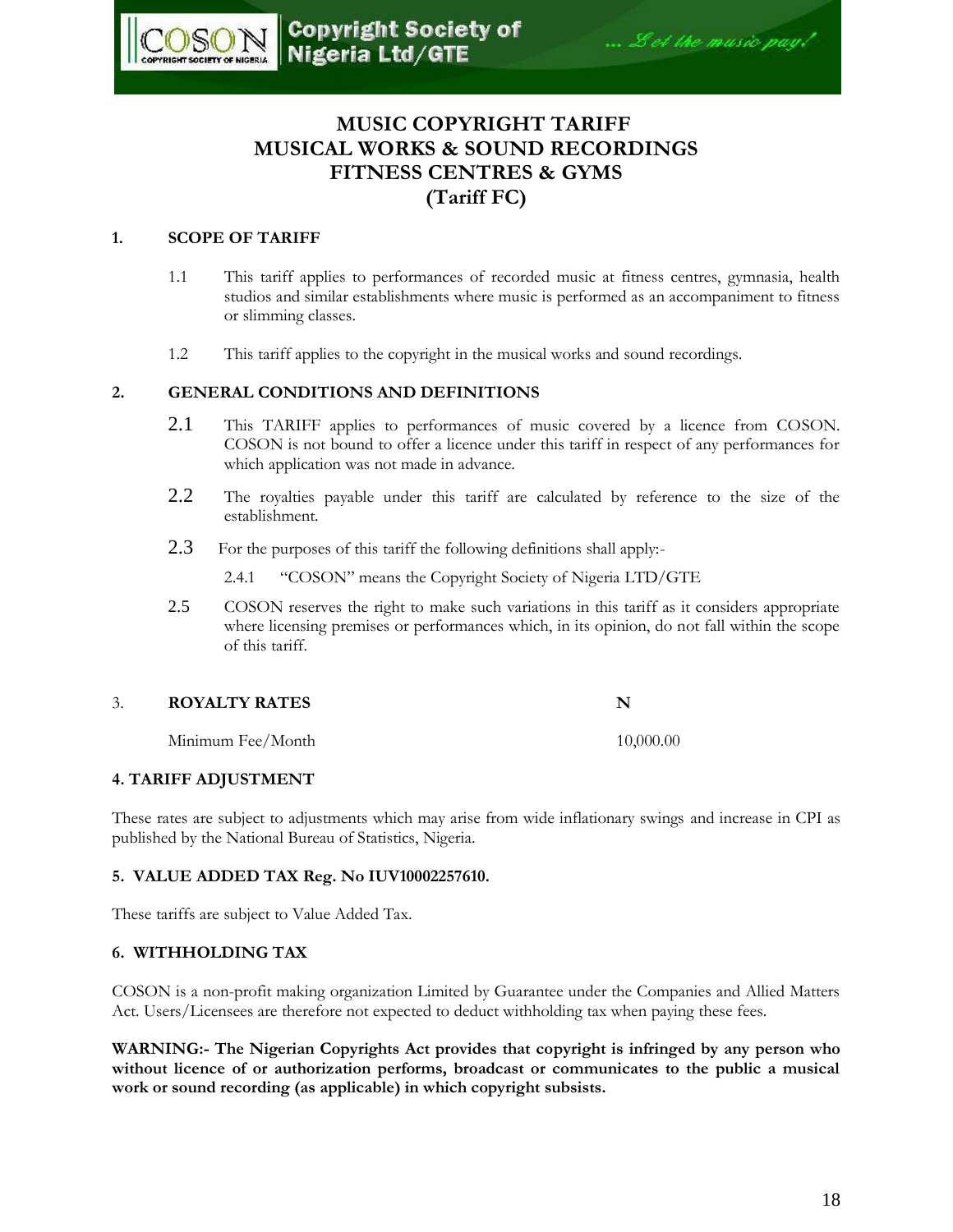# MUSIC COPYRIGHT TARIFF
# MUSICAL WORKS & SOUND RECORDINGS
# FITNESS CENTRES & GYMS
# (Tariff FC)

## 1. SCOPE OF TARIFF

1.1 This tariff applies to performances of recorded music at fitness centres, gymnasia, health studios and similar establishments where music is performed as an accompaniment to fitness or slimming classes.

1.2 This tariff applies to the copyright in the musical works and sound recordings.

## 2. GENERAL CONDITIONS AND DEFINITIONS

2.1 This TARIFF applies to performances of music covered by a licence from COSON. COSON is not bound to offer a licence under this tariff in respect of any performances for which application was not made in advance.

2.2 The royalties payable under this tariff are calculated by reference to the size of the establishment.

2.3 For the purposes of this tariff the following definitions shall apply:-

2.4.1 "COSON" means the Copyright Society of Nigeria LTD/GTE

2.5 COSON reserves the right to make such variations in this tariff as it considers appropriate where licensing premises or performances which, in its opinion, do not fall within the scope of this tariff.

## 3. ROYALTY RATES

| | N |
|---|---|
| Minimum Fee/Month | 10,000.00 |

## 4. TARIFF ADJUSTMENT

These rates are subject to adjustments which may arise from wide inflationary swings and increase in CPI as published by the National Bureau of Statistics, Nigeria.

## 5. VALUE ADDED TAX Reg. No IUV10002257610.

These tariffs are subject to Value Added Tax.

## 6. WITHHOLDING TAX

COSON is a non-profit making organization Limited by Guarantee under the Companies and Allied Matters Act. Users/Licensees are therefore not expected to deduct withholding tax when paying these fees.

**WARNING:- The Nigerian Copyrights Act provides that copyright is infringed by any person who without licence of or authorization performs, broadcast or communicates to the public a musical work or sound recording (as applicable) in which copyright subsists.**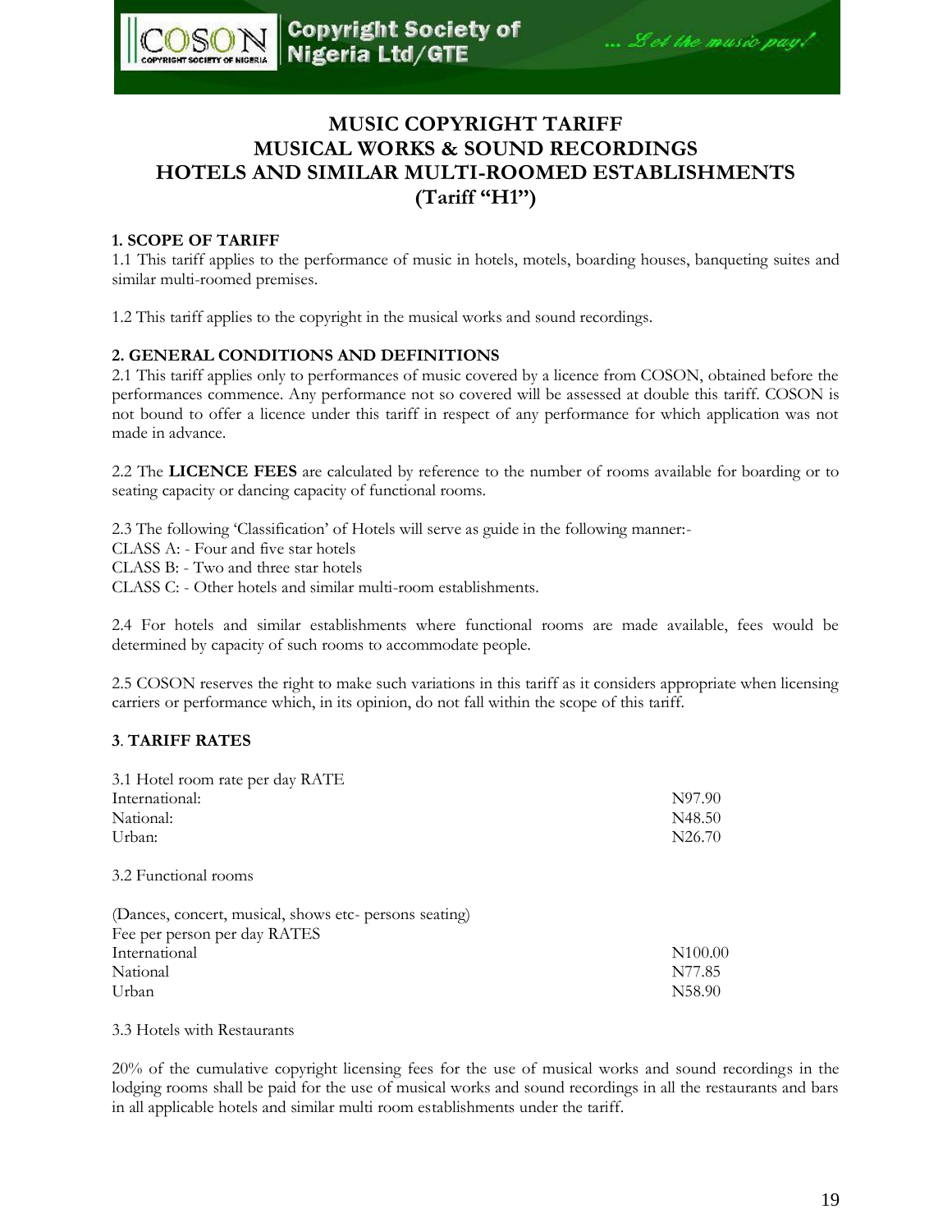# MUSIC COPYRIGHT TARIFF
# MUSICAL WORKS & SOUND RECORDINGS
# HOTELS AND SIMILAR MULTI-ROOMED ESTABLISHMENTS
# (Tariff "H1")

**1. SCOPE OF TARIFF**

1.1 This tariff applies to the performance of music in hotels, motels, boarding houses, banqueting suites and similar multi-roomed premises.

1.2 This tariff applies to the copyright in the musical works and sound recordings.

**2. GENERAL CONDITIONS AND DEFINITIONS**

2.1 This tariff applies only to performances of music covered by a licence from COSON, obtained before the performances commence. Any performance not so covered will be assessed at double this tariff. COSON is not bound to offer a licence under this tariff in respect of any performance for which application was not made in advance.

2.2 The **LICENCE FEES** are calculated by reference to the number of rooms available for boarding or to seating capacity or dancing capacity of functional rooms.

2.3 The following 'Classification' of Hotels will serve as guide in the following manner:-
CLASS A: - Four and five star hotels
CLASS B: - Two and three star hotels
CLASS C: - Other hotels and similar multi-room establishments.

2.4 For hotels and similar establishments where functional rooms are made available, fees would be determined by capacity of such rooms to accommodate people.

2.5 COSON reserves the right to make such variations in this tariff as it considers appropriate when licensing carriers or performance which, in its opinion, do not fall within the scope of this tariff.

**3. TARIFF RATES**

3.1 Hotel room rate per day RATE

| | |
|---|---|
| International: | N97.90 |
| National: | N48.50 |
| Urban: | N26.70 |

3.2 Functional rooms

(Dances, concert, musical, shows etc- persons seating)
Fee per person per day RATES

| | |
|---|---|
| International | N100.00 |
| National | N77.85 |
| Urban | N58.90 |

3.3 Hotels with Restaurants

20% of the cumulative copyright licensing fees for the use of musical works and sound recordings in the lodging rooms shall be paid for the use of musical works and sound recordings in all the restaurants and bars in all applicable hotels and similar multi room establishments under the tariff.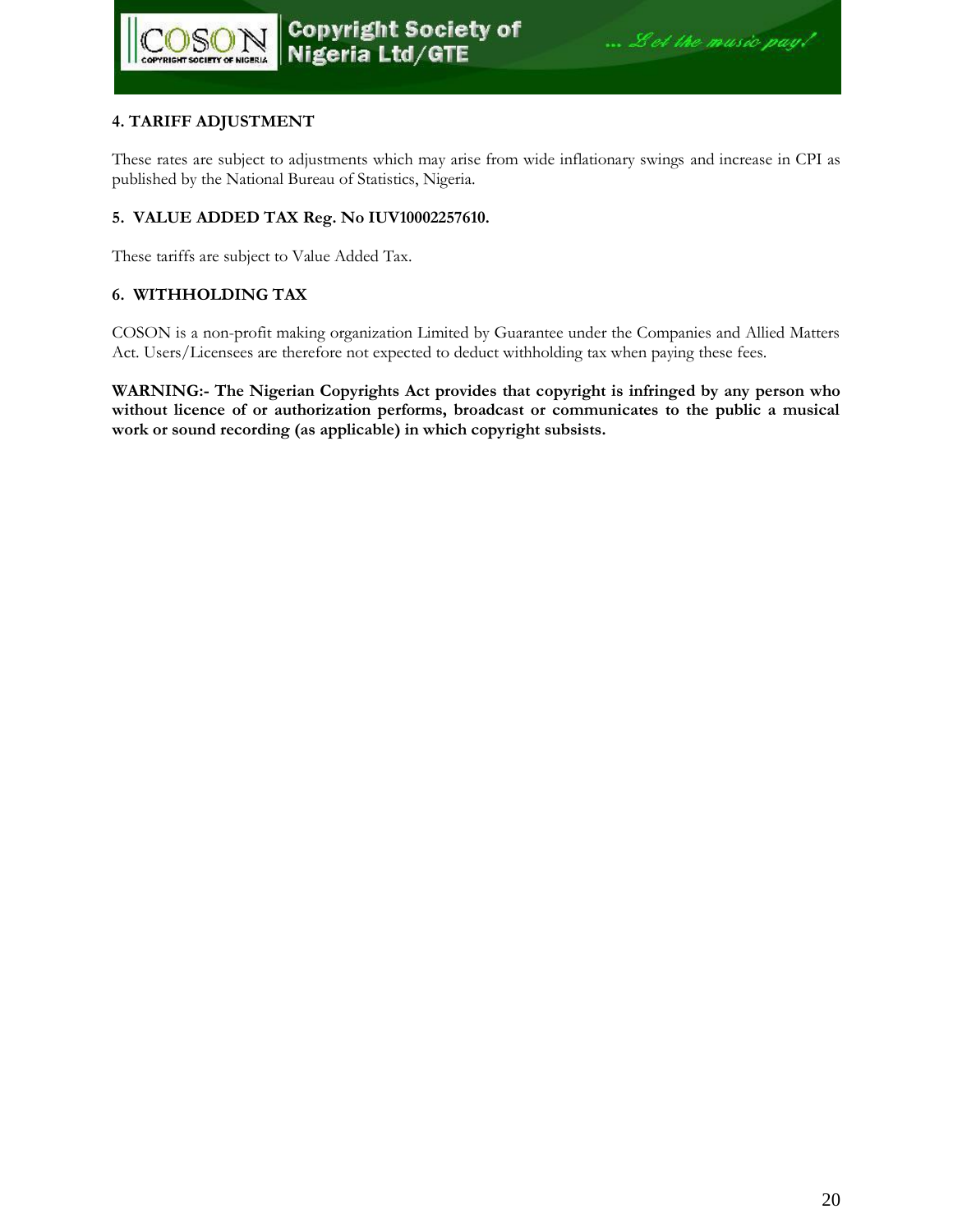### 4. TARIFF ADJUSTMENT

These rates are subject to adjustments which may arise from wide inflationary swings and increase in CPI as published by the National Bureau of Statistics, Nigeria.

### 5. VALUE ADDED TAX Reg. No IUV10002257610.

These tariffs are subject to Value Added Tax.

### 6. WITHHOLDING TAX

COSON is a non-profit making organization Limited by Guarantee under the Companies and Allied Matters Act. Users/Licensees are therefore not expected to deduct withholding tax when paying these fees.

**WARNING:- The Nigerian Copyrights Act provides that copyright is infringed by any person who without licence of or authorization performs, broadcast or communicates to the public a musical work or sound recording (as applicable) in which copyright subsists.**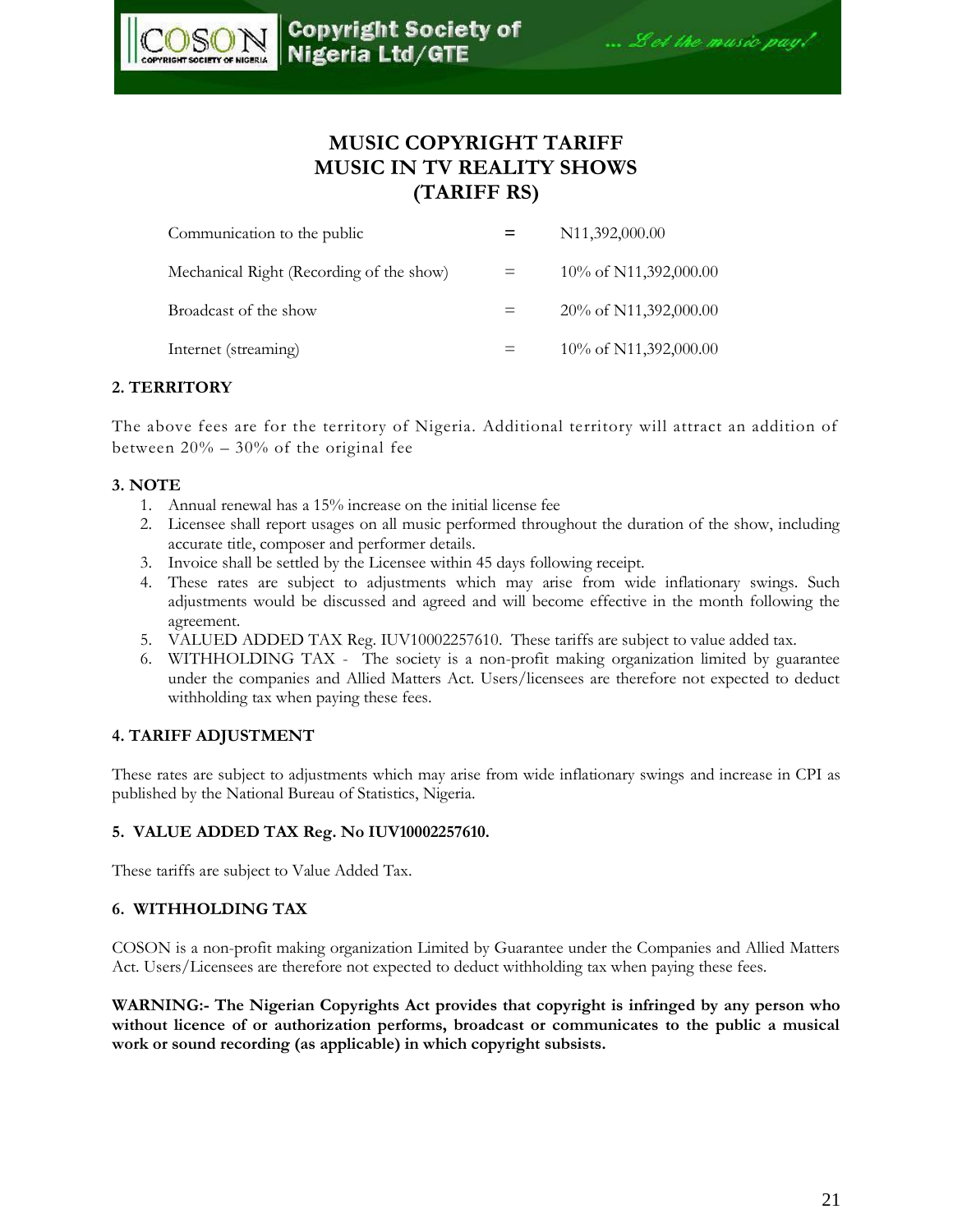# MUSIC COPYRIGHT TARIFF
# MUSIC IN TV REALITY SHOWS
# (TARIFF RS)

| | | |
|---|---|---|
| Communication to the public | = | N11,392,000.00 |
| Mechanical Right (Recording of the show) | = | 10% of N11,392,000.00 |
| Broadcast of the show | = | 20% of N11,392,000.00 |
| Internet (streaming) | = | 10% of N11,392,000.00 |

**2. TERRITORY**

The above fees are for the territory of Nigeria. Additional territory will attract an addition of between 20% – 30% of the original fee

**3. NOTE**

1. Annual renewal has a 15% increase on the initial license fee
2. Licensee shall report usages on all music performed throughout the duration of the show, including accurate title, composer and performer details.
3. Invoice shall be settled by the Licensee within 45 days following receipt.
4. These rates are subject to adjustments which may arise from wide inflationary swings. Such adjustments would be discussed and agreed and will become effective in the month following the agreement.
5. VALUED ADDED TAX Reg. IUV10002257610. These tariffs are subject to value added tax.
6. WITHHOLDING TAX - The society is a non-profit making organization limited by guarantee under the companies and Allied Matters Act. Users/licensees are therefore not expected to deduct withholding tax when paying these fees.

**4. TARIFF ADJUSTMENT**

These rates are subject to adjustments which may arise from wide inflationary swings and increase in CPI as published by the National Bureau of Statistics, Nigeria.

**5. VALUE ADDED TAX Reg. No IUV10002257610.**

These tariffs are subject to Value Added Tax.

**6. WITHHOLDING TAX**

COSON is a non-profit making organization Limited by Guarantee under the Companies and Allied Matters Act. Users/Licensees are therefore not expected to deduct withholding tax when paying these fees.

**WARNING:- The Nigerian Copyrights Act provides that copyright is infringed by any person who without licence of or authorization performs, broadcast or communicates to the public a musical work or sound recording (as applicable) in which copyright subsists.**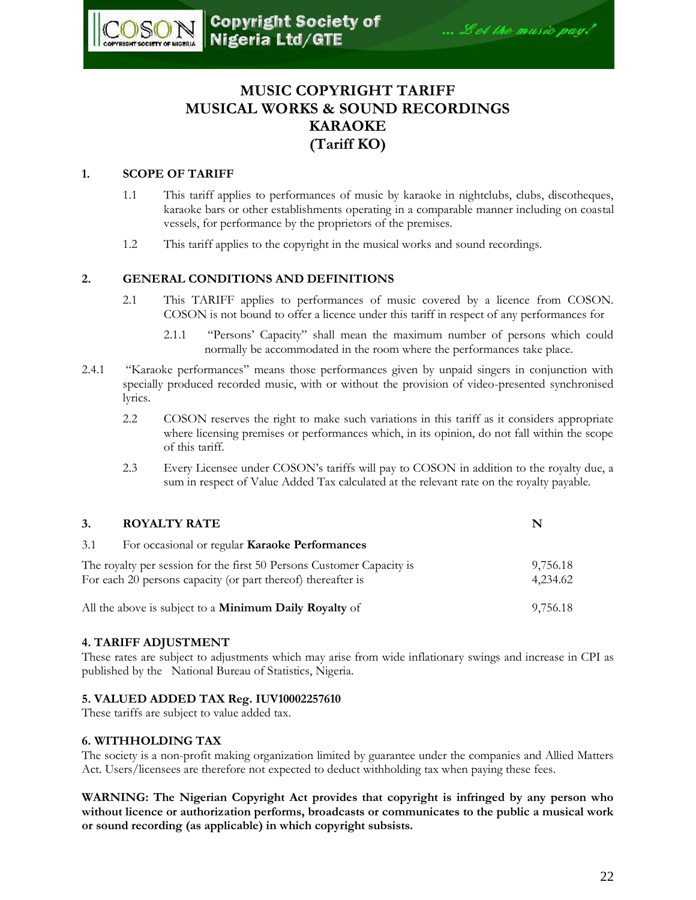# MUSIC COPYRIGHT TARIFF
# MUSICAL WORKS & SOUND RECORDINGS
# KARAOKE
# (Tariff KO)

## 1. SCOPE OF TARIFF

1.1 This tariff applies to performances of music by karaoke in nightclubs, clubs, discotheques, karaoke bars or other establishments operating in a comparable manner including on coastal vessels, for performance by the proprietors of the premises.

1.2 This tariff applies to the copyright in the musical works and sound recordings.

## 2. GENERAL CONDITIONS AND DEFINITIONS

2.1 This TARIFF applies to performances of music covered by a licence from COSON. COSON is not bound to offer a licence under this tariff in respect of any performances for

2.1.1 "Persons' Capacity" shall mean the maximum number of persons which could normally be accommodated in the room where the performances take place.

2.4.1 "Karaoke performances" means those performances given by unpaid singers in conjunction with specially produced recorded music, with or without the provision of video-presented synchronised lyrics.

2.2 COSON reserves the right to make such variations in this tariff as it considers appropriate where licensing premises or performances which, in its opinion, do not fall within the scope of this tariff.

2.3 Every Licensee under COSON's tariffs will pay to COSON in addition to the royalty due, a sum in respect of Value Added Tax calculated at the relevant rate on the royalty payable.

| 3. ROYALTY RATE | N |
|---|---|
| 3.1 For occasional or regular **Karaoke Performances** | |
| The royalty per session for the first 50 Persons Customer Capacity is | 9,756.18 |
| For each 20 persons capacity (or part thereof) thereafter is | 4,234.62 |
| All the above is subject to a **Minimum Daily Royalty** of | 9,756.18 |

**4. TARIFF ADJUSTMENT**
These rates are subject to adjustments which may arise from wide inflationary swings and increase in CPI as published by the National Bureau of Statistics, Nigeria.

**5. VALUED ADDED TAX Reg. IUV10002257610**
These tariffs are subject to value added tax.

**6. WITHHOLDING TAX**
The society is a non-profit making organization limited by guarantee under the companies and Allied Matters Act. Users/licensees are therefore not expected to deduct withholding tax when paying these fees.

**WARNING: The Nigerian Copyright Act provides that copyright is infringed by any person who without licence or authorization performs, broadcasts or communicates to the public a musical work or sound recording (as applicable) in which copyright subsists.**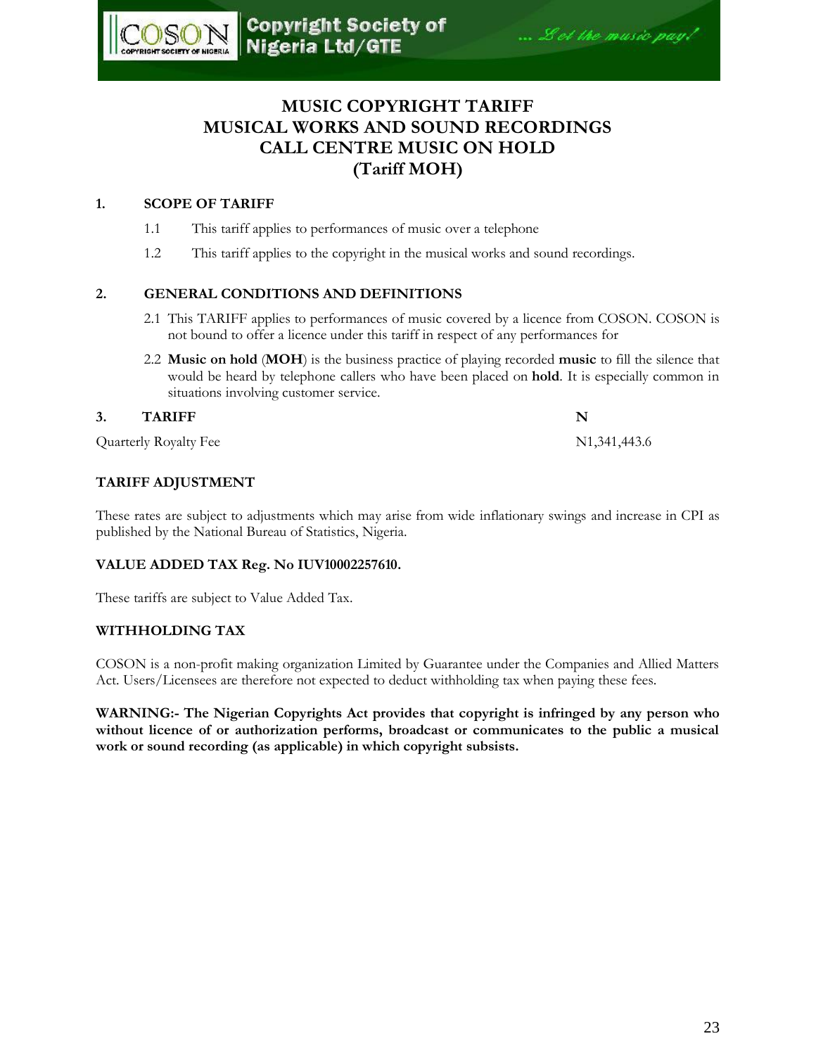# MUSIC COPYRIGHT TARIFF
# MUSICAL WORKS AND SOUND RECORDINGS
# CALL CENTRE MUSIC ON HOLD
# (Tariff MOH)

## 1. SCOPE OF TARIFF

1.1 This tariff applies to performances of music over a telephone

1.2 This tariff applies to the copyright in the musical works and sound recordings.

## 2. GENERAL CONDITIONS AND DEFINITIONS

2.1 This TARIFF applies to performances of music covered by a licence from COSON. COSON is not bound to offer a licence under this tariff in respect of any performances for

2.2 **Music on hold** (**MOH**) is the business practice of playing recorded **music** to fill the silence that would be heard by telephone callers who have been placed on **hold**. It is especially common in situations involving customer service.

| **3. TARIFF** | **N** |
|---|---|
| Quarterly Royalty Fee | N1,341,443.6 |

**TARIFF ADJUSTMENT**

These rates are subject to adjustments which may arise from wide inflationary swings and increase in CPI as published by the National Bureau of Statistics, Nigeria.

**VALUE ADDED TAX Reg. No IUV10002257610.**

These tariffs are subject to Value Added Tax.

**WITHHOLDING TAX**

COSON is a non-profit making organization Limited by Guarantee under the Companies and Allied Matters Act. Users/Licensees are therefore not expected to deduct withholding tax when paying these fees.

**WARNING:- The Nigerian Copyrights Act provides that copyright is infringed by any person who without licence of or authorization performs, broadcast or communicates to the public a musical work or sound recording (as applicable) in which copyright subsists.**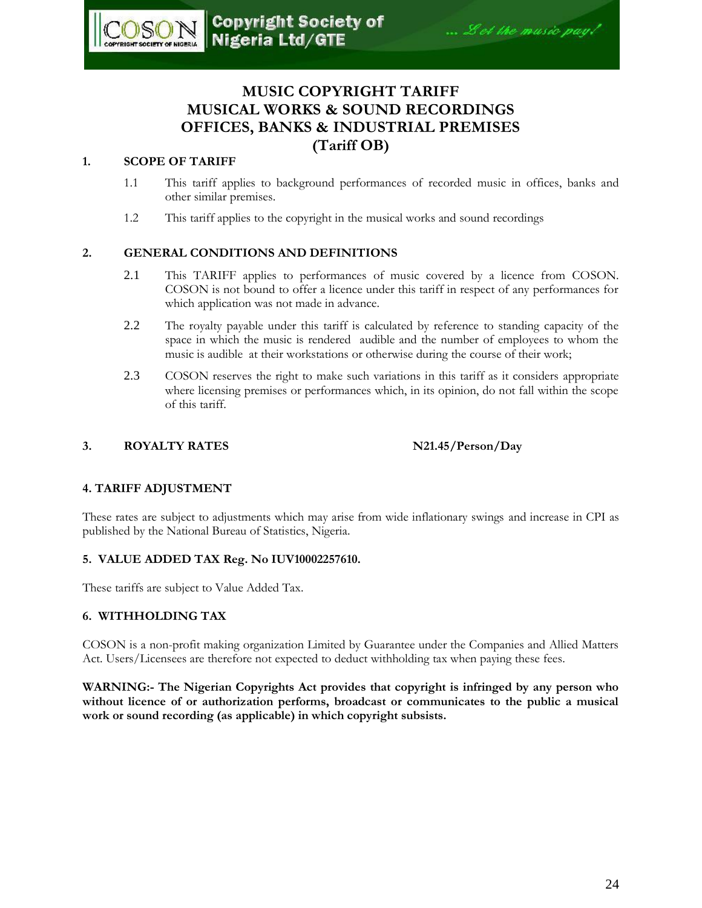# MUSIC COPYRIGHT TARIFF
# MUSICAL WORKS & SOUND RECORDINGS
# OFFICES, BANKS & INDUSTRIAL PREMISES
# (Tariff OB)

## 1. SCOPE OF TARIFF

1.1 This tariff applies to background performances of recorded music in offices, banks and other similar premises.

1.2 This tariff applies to the copyright in the musical works and sound recordings

## 2. GENERAL CONDITIONS AND DEFINITIONS

2.1 This TARIFF applies to performances of music covered by a licence from COSON. COSON is not bound to offer a licence under this tariff in respect of any performances for which application was not made in advance.

2.2 The royalty payable under this tariff is calculated by reference to standing capacity of the space in which the music is rendered audible and the number of employees to whom the music is audible at their workstations or otherwise during the course of their work;

2.3 COSON reserves the right to make such variations in this tariff as it considers appropriate where licensing premises or performances which, in its opinion, do not fall within the scope of this tariff.

## 3. ROYALTY RATES **N21.45/Person/Day**

## 4. TARIFF ADJUSTMENT

These rates are subject to adjustments which may arise from wide inflationary swings and increase in CPI as published by the National Bureau of Statistics, Nigeria.

## 5. VALUE ADDED TAX Reg. No IUV10002257610.

These tariffs are subject to Value Added Tax.

## 6. WITHHOLDING TAX

COSON is a non-profit making organization Limited by Guarantee under the Companies and Allied Matters Act. Users/Licensees are therefore not expected to deduct withholding tax when paying these fees.

**WARNING:- The Nigerian Copyrights Act provides that copyright is infringed by any person who without licence of or authorization performs, broadcast or communicates to the public a musical work or sound recording (as applicable) in which copyright subsists.**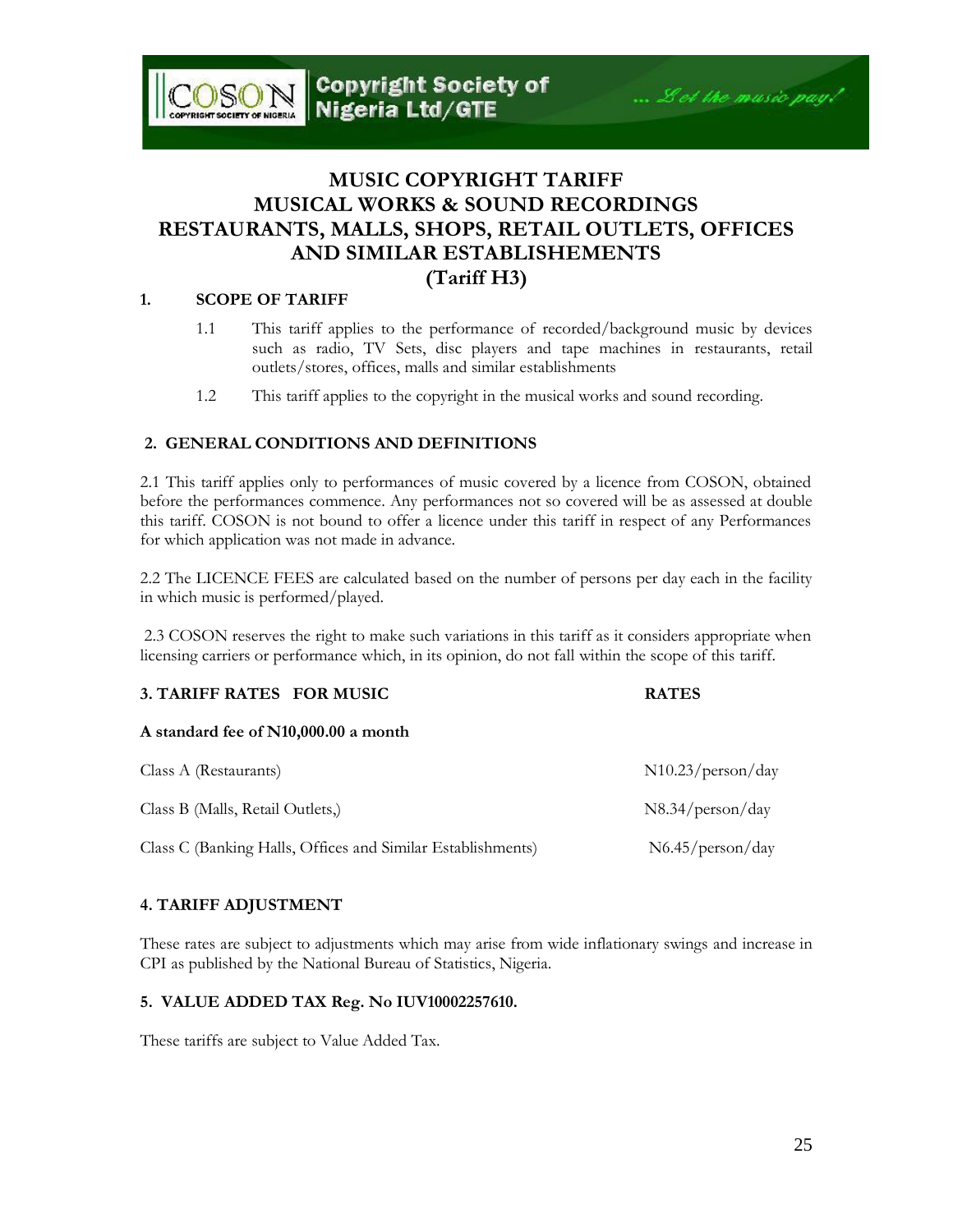# MUSIC COPYRIGHT TARIFF
# MUSICAL WORKS & SOUND RECORDINGS
# RESTAURANTS, MALLS, SHOPS, RETAIL OUTLETS, OFFICES AND SIMILAR ESTABLISHEMENTS
# (Tariff H3)

## 1. SCOPE OF TARIFF

1.1 This tariff applies to the performance of recorded/background music by devices such as radio, TV Sets, disc players and tape machines in restaurants, retail outlets/stores, offices, malls and similar establishments

1.2 This tariff applies to the copyright in the musical works and sound recording.

## 2. GENERAL CONDITIONS AND DEFINITIONS

2.1 This tariff applies only to performances of music covered by a licence from COSON, obtained before the performances commence. Any performances not so covered will be as assessed at double this tariff. COSON is not bound to offer a licence under this tariff in respect of any Performances for which application was not made in advance.

2.2 The LICENCE FEES are calculated based on the number of persons per day each in the facility in which music is performed/played.

2.3 COSON reserves the right to make such variations in this tariff as it considers appropriate when licensing carriers or performance which, in its opinion, do not fall within the scope of this tariff.

## 3. TARIFF RATES FOR MUSIC

**A standard fee of N10,000.00 a month**

| | RATES |
|---|---|
| Class A (Restaurants) | N10.23/person/day |
| Class B (Malls, Retail Outlets,) | N8.34/person/day |
| Class C (Banking Halls, Offices and Similar Establishments) | N6.45/person/day |

## 4. TARIFF ADJUSTMENT

These rates are subject to adjustments which may arise from wide inflationary swings and increase in CPI as published by the National Bureau of Statistics, Nigeria.

## 5. VALUE ADDED TAX Reg. No IUV10002257610.

These tariffs are subject to Value Added Tax.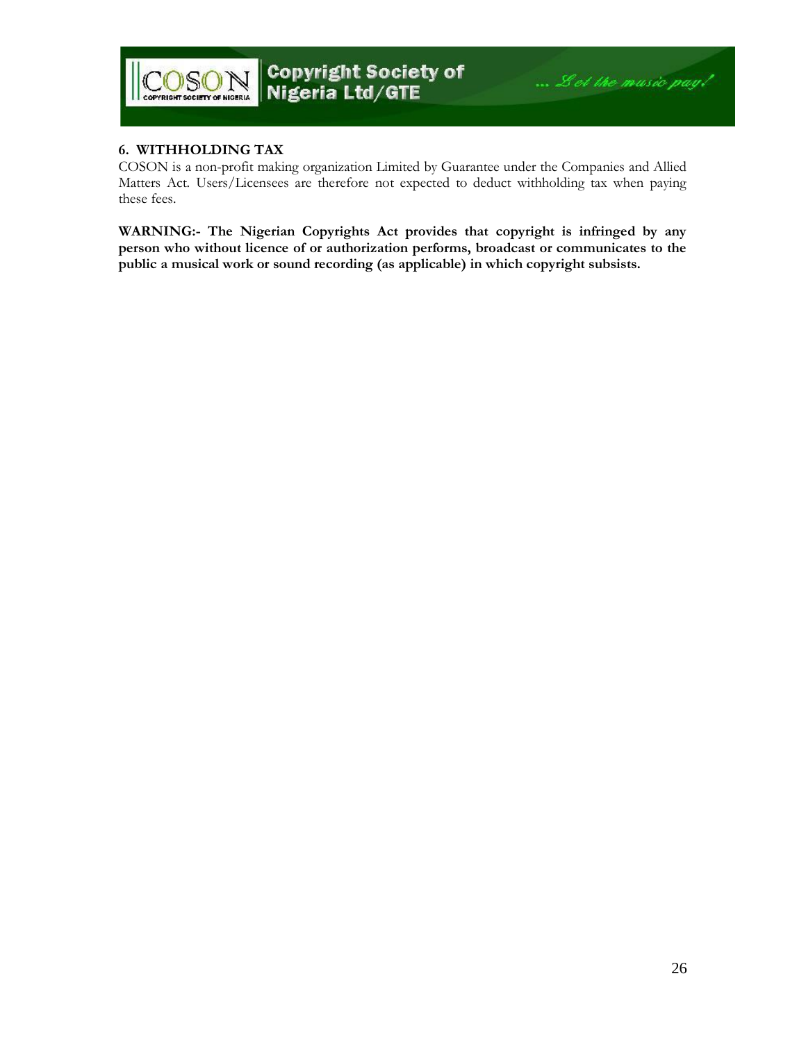### 6. WITHHOLDING TAX

COSON is a non-profit making organization Limited by Guarantee under the Companies and Allied Matters Act. Users/Licensees are therefore not expected to deduct withholding tax when paying these fees.

**WARNING:- The Nigerian Copyrights Act provides that copyright is infringed by any person who without licence of or authorization performs, broadcast or communicates to the public a musical work or sound recording (as applicable) in which copyright subsists.**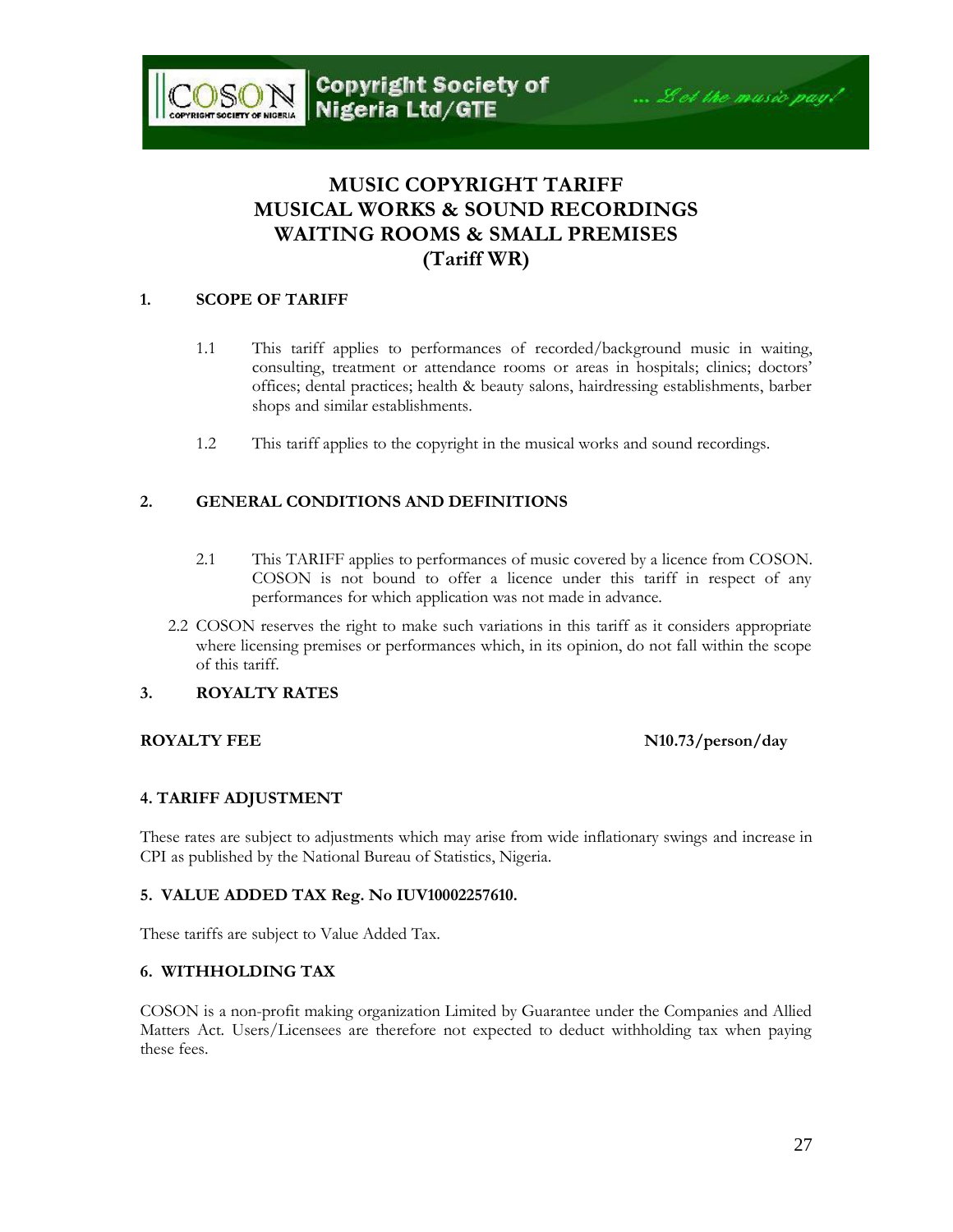# MUSIC COPYRIGHT TARIFF
# MUSICAL WORKS & SOUND RECORDINGS
# WAITING ROOMS & SMALL PREMISES
# (Tariff WR)

## 1. SCOPE OF TARIFF

1.1 This tariff applies to performances of recorded/background music in waiting, consulting, treatment or attendance rooms or areas in hospitals; clinics; doctors' offices; dental practices; health & beauty salons, hairdressing establishments, barber shops and similar establishments.

1.2 This tariff applies to the copyright in the musical works and sound recordings.

## 2. GENERAL CONDITIONS AND DEFINITIONS

2.1 This TARIFF applies to performances of music covered by a licence from COSON. COSON is not bound to offer a licence under this tariff in respect of any performances for which application was not made in advance.

2.2 COSON reserves the right to make such variations in this tariff as it considers appropriate where licensing premises or performances which, in its opinion, do not fall within the scope of this tariff.

## 3. ROYALTY RATES

**ROYALTY FEE** **N10.73/person/day**

## 4. TARIFF ADJUSTMENT

These rates are subject to adjustments which may arise from wide inflationary swings and increase in CPI as published by the National Bureau of Statistics, Nigeria.

## 5. VALUE ADDED TAX Reg. No IUV10002257610.

These tariffs are subject to Value Added Tax.

## 6. WITHHOLDING TAX

COSON is a non-profit making organization Limited by Guarantee under the Companies and Allied Matters Act. Users/Licensees are therefore not expected to deduct withholding tax when paying these fees.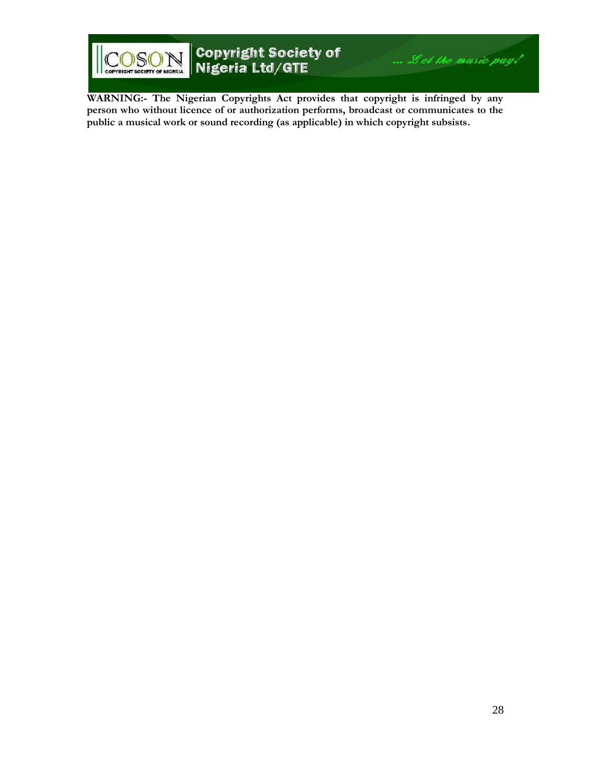**WARNING:- The Nigerian Copyrights Act provides that copyright is infringed by any person who without licence of or authorization performs, broadcast or communicates to the public a musical work or sound recording (as applicable) in which copyright subsists.**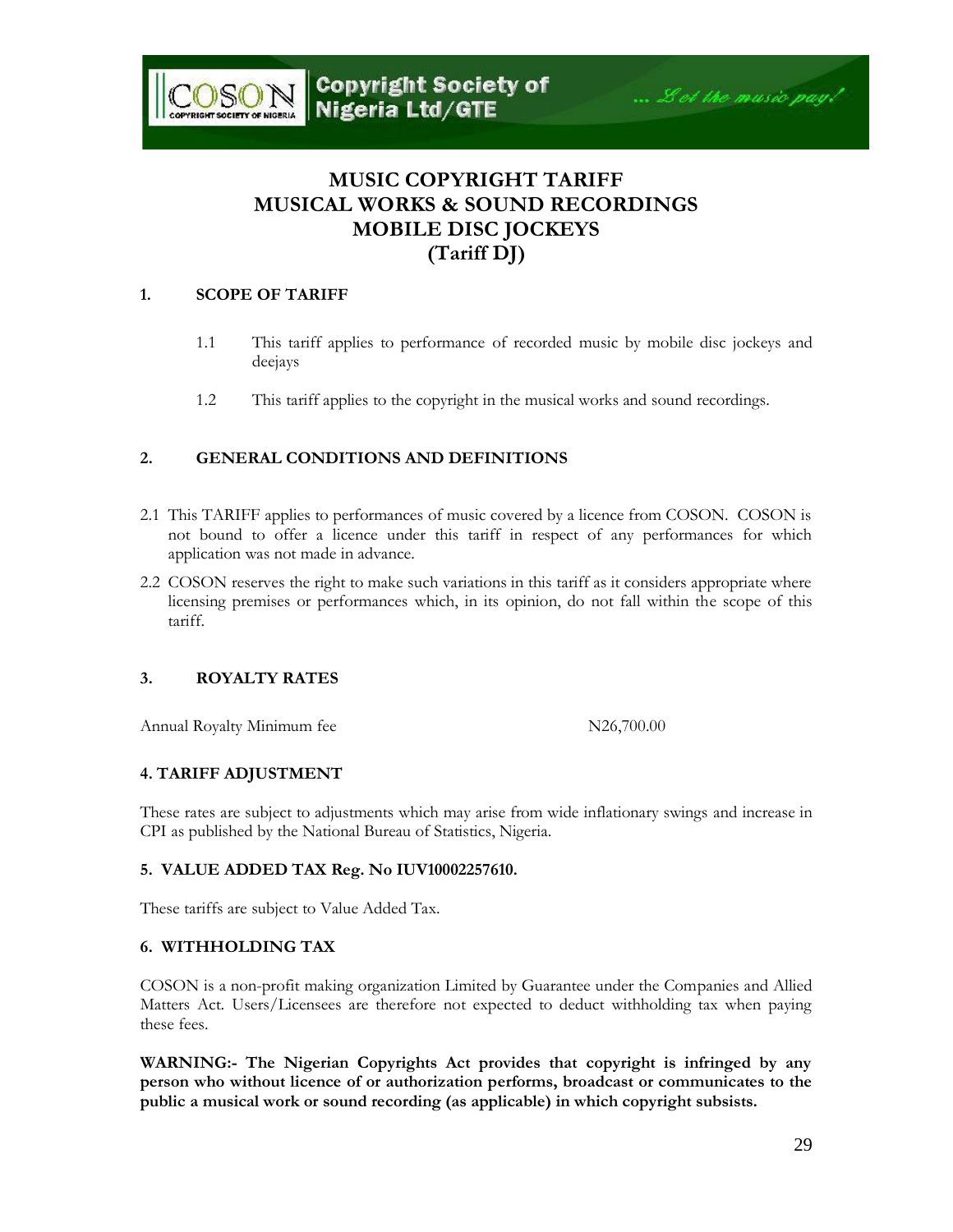# MUSIC COPYRIGHT TARIFF
# MUSICAL WORKS & SOUND RECORDINGS
# MOBILE DISC JOCKEYS
# (Tariff DJ)

## 1. SCOPE OF TARIFF

1.1 This tariff applies to performance of recorded music by mobile disc jockeys and deejays

1.2 This tariff applies to the copyright in the musical works and sound recordings.

## 2. GENERAL CONDITIONS AND DEFINITIONS

2.1 This TARIFF applies to performances of music covered by a licence from COSON. COSON is not bound to offer a licence under this tariff in respect of any performances for which application was not made in advance.

2.2 COSON reserves the right to make such variations in this tariff as it considers appropriate where licensing premises or performances which, in its opinion, do not fall within the scope of this tariff.

## 3. ROYALTY RATES

| Annual Royalty Minimum fee | N26,700.00 |
|---|---|

## 4. TARIFF ADJUSTMENT

These rates are subject to adjustments which may arise from wide inflationary swings and increase in CPI as published by the National Bureau of Statistics, Nigeria.

## 5. VALUE ADDED TAX Reg. No IUV10002257610.

These tariffs are subject to Value Added Tax.

## 6. WITHHOLDING TAX

COSON is a non-profit making organization Limited by Guarantee under the Companies and Allied Matters Act. Users/Licensees are therefore not expected to deduct withholding tax when paying these fees.

**WARNING:- The Nigerian Copyrights Act provides that copyright is infringed by any person who without licence of or authorization performs, broadcast or communicates to the public a musical work or sound recording (as applicable) in which copyright subsists.**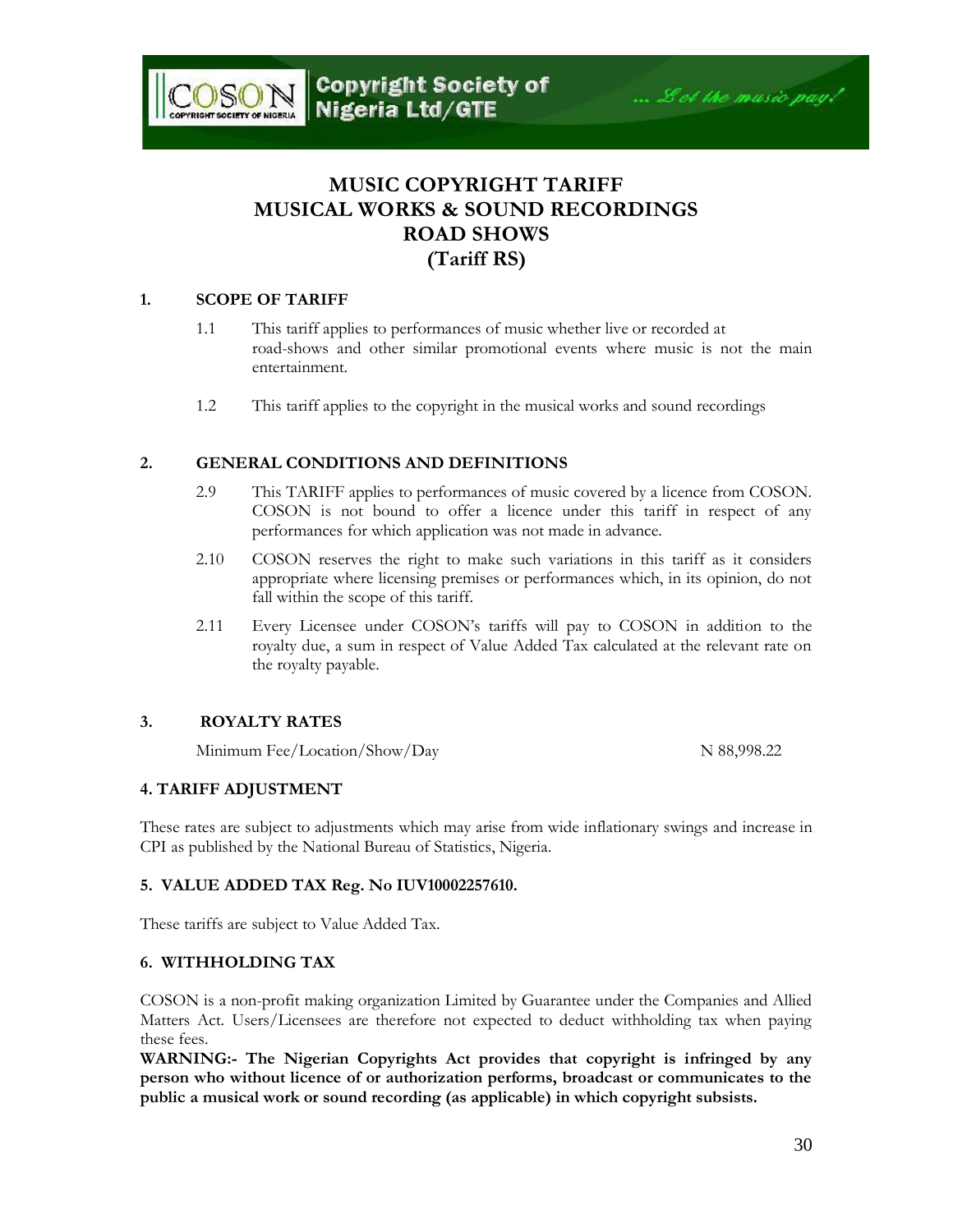Copyright Society of Nigeria Ltd/GTE

... Let the music pay!

# MUSIC COPYRIGHT TARIFF
# MUSICAL WORKS & SOUND RECORDINGS
# ROAD SHOWS
# (Tariff RS)

## 1. SCOPE OF TARIFF

1.1 This tariff applies to performances of music whether live or recorded at road-shows and other similar promotional events where music is not the main entertainment.

1.2 This tariff applies to the copyright in the musical works and sound recordings

## 2. GENERAL CONDITIONS AND DEFINITIONS

2.9 This TARIFF applies to performances of music covered by a licence from COSON. COSON is not bound to offer a licence under this tariff in respect of any performances for which application was not made in advance.

2.10 COSON reserves the right to make such variations in this tariff as it considers appropriate where licensing premises or performances which, in its opinion, do not fall within the scope of this tariff.

2.11 Every Licensee under COSON's tariffs will pay to COSON in addition to the royalty due, a sum in respect of Value Added Tax calculated at the relevant rate on the royalty payable.

## 3. ROYALTY RATES

| Minimum Fee/Location/Show/Day | N 88,998.22 |
|---|---|

## 4. TARIFF ADJUSTMENT

These rates are subject to adjustments which may arise from wide inflationary swings and increase in CPI as published by the National Bureau of Statistics, Nigeria.

## 5. VALUE ADDED TAX Reg. No IUV10002257610.

These tariffs are subject to Value Added Tax.

## 6. WITHHOLDING TAX

COSON is a non-profit making organization Limited by Guarantee under the Companies and Allied Matters Act. Users/Licensees are therefore not expected to deduct withholding tax when paying these fees.

**WARNING:- The Nigerian Copyrights Act provides that copyright is infringed by any person who without licence of or authorization performs, broadcast or communicates to the public a musical work or sound recording (as applicable) in which copyright subsists.**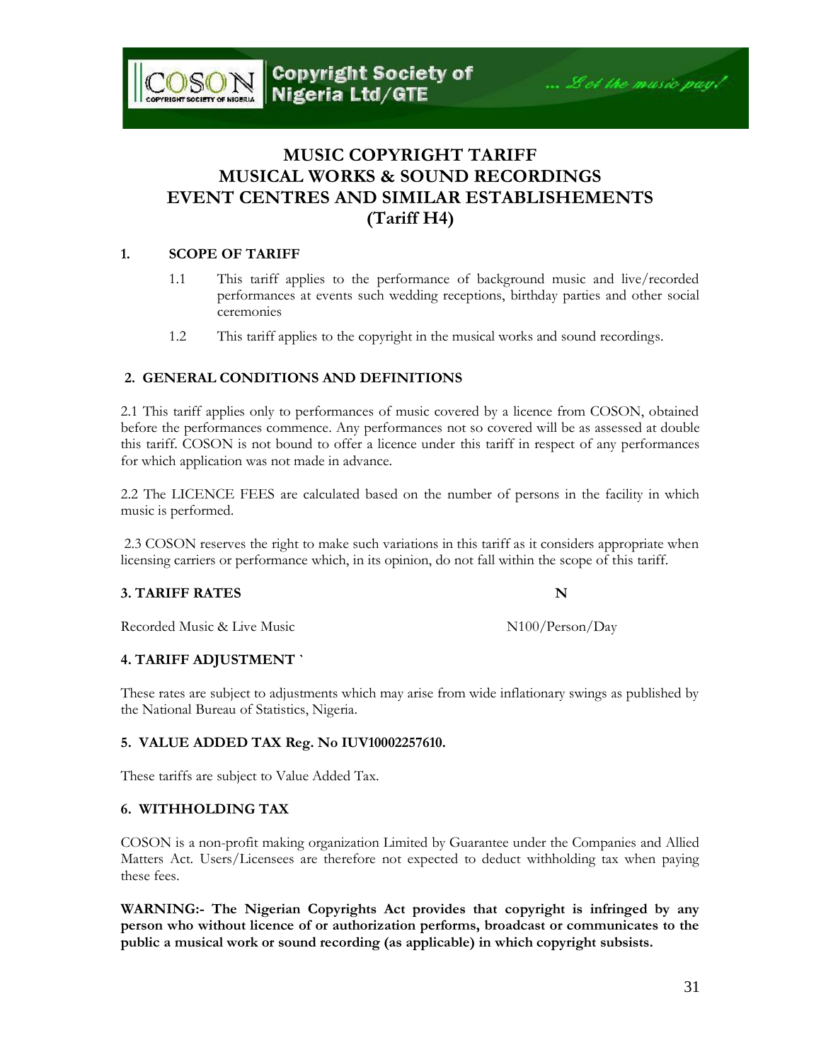Copyright Society of Nigeria Ltd/GTE

... Let the music pay!

# MUSIC COPYRIGHT TARIFF
# MUSICAL WORKS & SOUND RECORDINGS
# EVENT CENTRES AND SIMILAR ESTABLISHEMENTS
# (Tariff H4)

## 1. SCOPE OF TARIFF

1.1 This tariff applies to the performance of background music and live/recorded performances at events such wedding receptions, birthday parties and other social ceremonies

1.2 This tariff applies to the copyright in the musical works and sound recordings.

## 2. GENERAL CONDITIONS AND DEFINITIONS

2.1 This tariff applies only to performances of music covered by a licence from COSON, obtained before the performances commence. Any performances not so covered will be as assessed at double this tariff. COSON is not bound to offer a licence under this tariff in respect of any performances for which application was not made in advance.

2.2 The LICENCE FEES are calculated based on the number of persons in the facility in which music is performed.

2.3 COSON reserves the right to make such variations in this tariff as it considers appropriate when licensing carriers or performance which, in its opinion, do not fall within the scope of this tariff.

## 3. TARIFF RATES

| | N |
|---|---|
| Recorded Music & Live Music | N100/Person/Day |

## 4. TARIFF ADJUSTMENT `

These rates are subject to adjustments which may arise from wide inflationary swings as published by the National Bureau of Statistics, Nigeria.

## 5. VALUE ADDED TAX Reg. No IUV10002257610.

These tariffs are subject to Value Added Tax.

## 6. WITHHOLDING TAX

COSON is a non-profit making organization Limited by Guarantee under the Companies and Allied Matters Act. Users/Licensees are therefore not expected to deduct withholding tax when paying these fees.

**WARNING:- The Nigerian Copyrights Act provides that copyright is infringed by any person who without licence of or authorization performs, broadcast or communicates to the public a musical work or sound recording (as applicable) in which copyright subsists.**